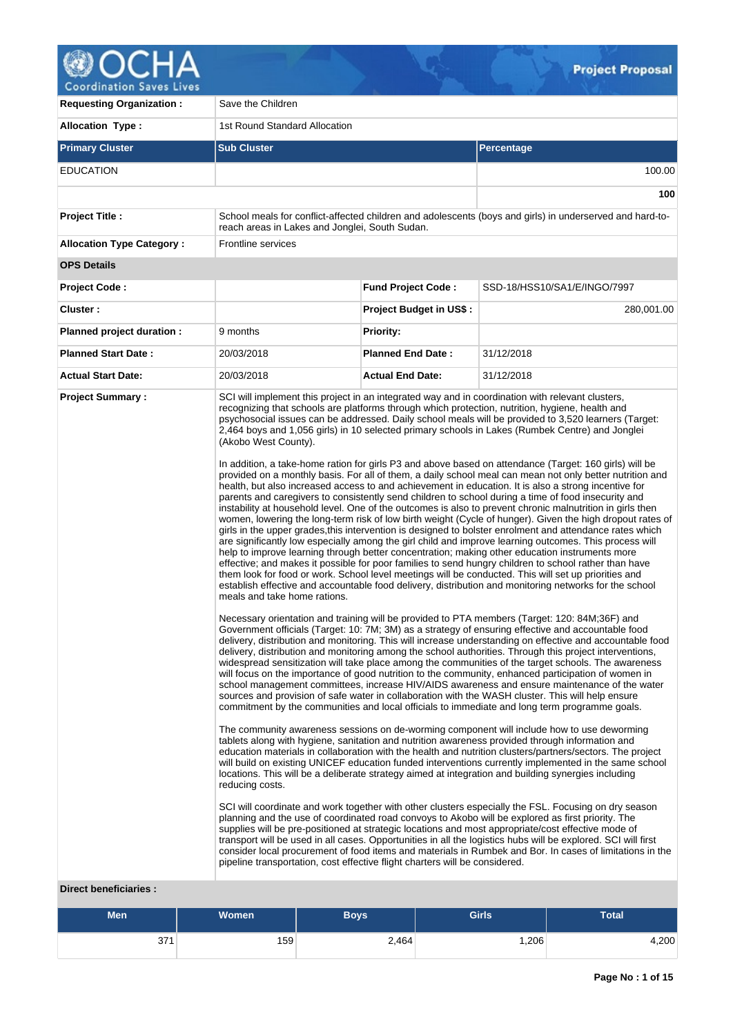# Project Proposal

| | | | |
|---|---|---|---|
| **Requesting Organization :** | Save the Children | | |
| **Allocation Type :** | 1st Round Standard Allocation | | |

| Primary Cluster | Sub Cluster | Percentage |
|---|---|---|
| EDUCATION | | 100.00 |
| | | **100** |

| | | | |
|---|---|---|---|
| **Project Title :** | School meals for conflict-affected children and adolescents (boys and girls) in underserved and hard-to-reach areas in Lakes and Jonglei, South Sudan. | | |
| **Allocation Type Category :** | Frontline services | | |
| **OPS Details** | | | |
| **Project Code :** | | **Fund Project Code :** | SSD-18/HSS10/SA1/E/INGO/7997 |
| **Cluster :** | | **Project Budget in US$ :** | 280,001.00 |
| **Planned project duration :** | 9 months | **Priority:** | |
| **Planned Start Date :** | 20/03/2018 | **Planned End Date :** | 31/12/2018 |
| **Actual Start Date:** | 20/03/2018 | **Actual End Date:** | 31/12/2018 |

**Project Summary :**

SCI will implement this project in an integrated way and in coordination with relevant clusters, recognizing that schools are platforms through which protection, nutrition, hygiene, health and psychosocial issues can be addressed. Daily school meals will be provided to 3,520 learners (Target: 2,464 boys and 1,056 girls) in 10 selected primary schools in Lakes (Rumbek Centre) and Jonglei (Akobo West County).

In addition, a take-home ration for girls P3 and above based on attendance (Target: 160 girls) will be provided on a monthly basis. For all of them, a daily school meal can mean not only better nutrition and health, but also increased access to and achievement in education. It is also a strong incentive for parents and caregivers to consistently send children to school during a time of food insecurity and instability at household level. One of the outcomes is also to prevent chronic malnutrition in girls then women, lowering the long-term risk of low birth weight (Cycle of hunger). Given the high dropout rates of girls in the upper grades,this intervention is designed to bolster enrolment and attendance rates which are significantly low especially among the girl child and improve learning outcomes. This process will help to improve learning through better concentration; making other education instruments more effective; and makes it possible for poor families to send hungry children to school rather than have them look for food or work. School level meetings will be conducted. This will set up priorities and establish effective and accountable food delivery, distribution and monitoring networks for the school meals and take home rations.

Necessary orientation and training will be provided to PTA members (Target: 120: 84M;36F) and Government officials (Target: 10: 7M; 3M) as a strategy of ensuring effective and accountable food delivery, distribution and monitoring. This will increase understanding on effective and accountable food delivery, distribution and monitoring among the school authorities. Through this project interventions, widespread sensitization will take place among the communities of the target schools. The awareness will focus on the importance of good nutrition to the community, enhanced participation of women in school management committees, increase HIV/AIDS awareness and ensure maintenance of the water sources and provision of safe water in collaboration with the WASH cluster. This will help ensure commitment by the communities and local officials to immediate and long term programme goals.

The community awareness sessions on de-worming component will include how to use deworming tablets along with hygiene, sanitation and nutrition awareness provided through information and education materials in collaboration with the health and nutrition clusters/partners/sectors. The project will build on existing UNICEF education funded interventions currently implemented in the same school locations. This will be a deliberate strategy aimed at integration and building synergies including reducing costs.

SCI will coordinate and work together with other clusters especially the FSL. Focusing on dry season planning and the use of coordinated road convoys to Akobo will be explored as first priority. The supplies will be pre-positioned at strategic locations and most appropriate/cost effective mode of transport will be used in all cases. Opportunities in all the logistics hubs will be explored. SCI will first consider local procurement of food items and materials in Rumbek and Bor. In cases of limitations in the pipeline transportation, cost effective flight charters will be considered.

**Direct beneficiaries :**

| Men | Women | Boys | Girls | Total |
|---|---|---|---|---|
| 371 | 159 | 2,464 | 1,206 | 4,200 |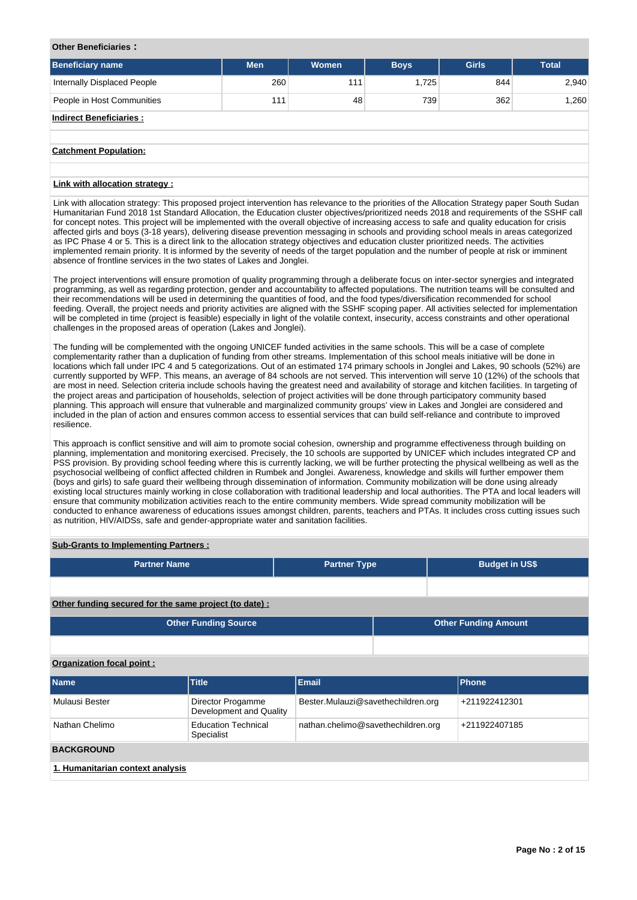**Other Beneficiaries :**

| Beneficiary name | Men | Women | Boys | Girls | Total |
|---|---|---|---|---|---|
| Internally Displaced People | 260 | 111 | 1,725 | 844 | 2,940 |
| People in Host Communities | 111 | 48 | 739 | 362 | 1,260 |

**Indirect Beneficiaries :**

**Catchment Population:**

**Link with allocation strategy :**

Link with allocation strategy: This proposed project intervention has relevance to the priorities of the Allocation Strategy paper South Sudan Humanitarian Fund 2018 1st Standard Allocation, the Education cluster objectives/prioritized needs 2018 and requirements of the SSHF call for concept notes. This project will be implemented with the overall objective of increasing access to safe and quality education for crisis affected girls and boys (3-18 years), delivering disease prevention messaging in schools and providing school meals in areas categorized as IPC Phase 4 or 5. This is a direct link to the allocation strategy objectives and education cluster prioritized needs. The activities implemented remain priority. It is informed by the severity of needs of the target population and the number of people at risk or imminent absence of frontline services in the two states of Lakes and Jonglei.

The project interventions will ensure promotion of quality programming through a deliberate focus on inter-sector synergies and integrated programming, as well as regarding protection, gender and accountability to affected populations. The nutrition teams will be consulted and their recommendations will be used in determining the quantities of food, and the food types/diversification recommended for school feeding. Overall, the project needs and priority activities are aligned with the SSHF scoping paper. All activities selected for implementation will be completed in time (project is feasible) especially in light of the volatile context, insecurity, access constraints and other operational challenges in the proposed areas of operation (Lakes and Jonglei).

The funding will be complemented with the ongoing UNICEF funded activities in the same schools. This will be a case of complete complementarity rather than a duplication of funding from other streams. Implementation of this school meals initiative will be done in locations which fall under IPC 4 and 5 categorizations. Out of an estimated 174 primary schools in Jonglei and Lakes, 90 schools (52%) are currently supported by WFP. This means, an average of 84 schools are not served. This intervention will serve 10 (12%) of the schools that are most in need. Selection criteria include schools having the greatest need and availability of storage and kitchen facilities. In targeting of the project areas and participation of households, selection of project activities will be done through participatory community based planning. This approach will ensure that vulnerable and marginalized community groups' view in Lakes and Jonglei are considered and included in the plan of action and ensures common access to essential services that can build self-reliance and contribute to improved resilience.

This approach is conflict sensitive and will aim to promote social cohesion, ownership and programme effectiveness through building on planning, implementation and monitoring exercised. Precisely, the 10 schools are supported by UNICEF which includes integrated CP and PSS provision. By providing school feeding where this is currently lacking, we will be further protecting the physical wellbeing as well as the psychosocial wellbeing of conflict affected children in Rumbek and Jonglei. Awareness, knowledge and skills will further empower them (boys and girls) to safe guard their wellbeing through dissemination of information. Community mobilization will be done using already existing local structures mainly working in close collaboration with traditional leadership and local authorities. The PTA and local leaders will ensure that community mobilization activities reach to the entire community members. Wide spread community mobilization will be conducted to enhance awareness of educations issues amongst children, parents, teachers and PTAs. It includes cross cutting issues such as nutrition, HIV/AIDSs, safe and gender-appropriate water and sanitation facilities.

**Sub-Grants to Implementing Partners :**

| Partner Name | Partner Type | Budget in US$ |
|---|---|---|
| | | |

**Other funding secured for the same project (to date) :**

| Other Funding Source | Other Funding Amount |
|---|---|
| | |

**Organization focal point :**

| Name | Title | Email | Phone |
|---|---|---|---|
| Mulausi Bester | Director Progamme Development and Quality | Bester.Mulauzi@savethechildren.org | +211922412301 |
| Nathan Chelimo | Education Technical Specialist | nathan.chelimo@savethechildren.org | +211922407185 |

**BACKGROUND**

**1. Humanitarian context analysis**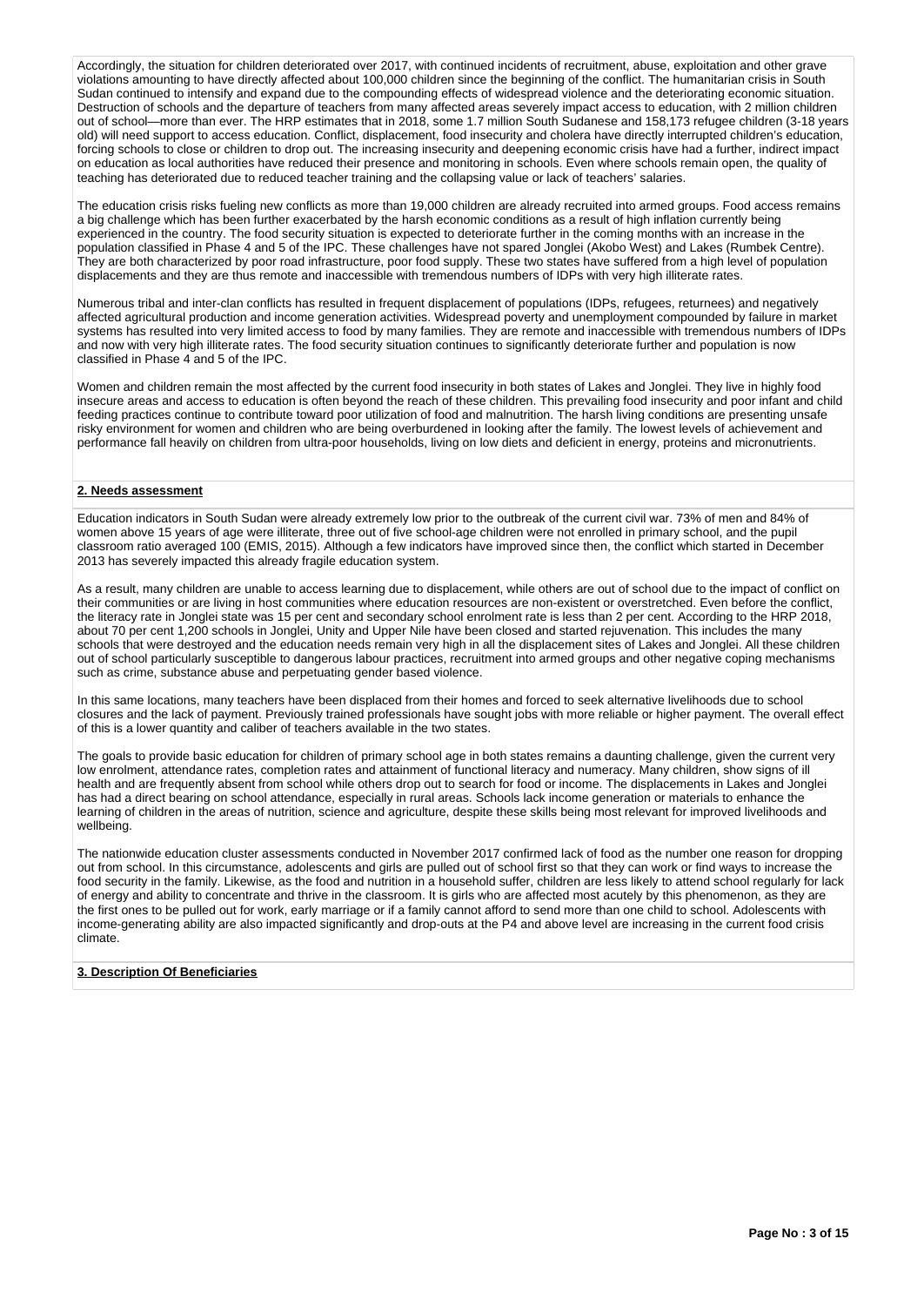Accordingly, the situation for children deteriorated over 2017, with continued incidents of recruitment, abuse, exploitation and other grave violations amounting to have directly affected about 100,000 children since the beginning of the conflict. The humanitarian crisis in South Sudan continued to intensify and expand due to the compounding effects of widespread violence and the deteriorating economic situation. Destruction of schools and the departure of teachers from many affected areas severely impact access to education, with 2 million children out of school—more than ever. The HRP estimates that in 2018, some 1.7 million South Sudanese and 158,173 refugee children (3-18 years old) will need support to access education. Conflict, displacement, food insecurity and cholera have directly interrupted children's education, forcing schools to close or children to drop out. The increasing insecurity and deepening economic crisis have had a further, indirect impact on education as local authorities have reduced their presence and monitoring in schools. Even where schools remain open, the quality of teaching has deteriorated due to reduced teacher training and the collapsing value or lack of teachers' salaries.

The education crisis risks fueling new conflicts as more than 19,000 children are already recruited into armed groups. Food access remains a big challenge which has been further exacerbated by the harsh economic conditions as a result of high inflation currently being experienced in the country. The food security situation is expected to deteriorate further in the coming months with an increase in the population classified in Phase 4 and 5 of the IPC. These challenges have not spared Jonglei (Akobo West) and Lakes (Rumbek Centre). They are both characterized by poor road infrastructure, poor food supply. These two states have suffered from a high level of population displacements and they are thus remote and inaccessible with tremendous numbers of IDPs with very high illiterate rates.

Numerous tribal and inter-clan conflicts has resulted in frequent displacement of populations (IDPs, refugees, returnees) and negatively affected agricultural production and income generation activities. Widespread poverty and unemployment compounded by failure in market systems has resulted into very limited access to food by many families. They are remote and inaccessible with tremendous numbers of IDPs and now with very high illiterate rates. The food security situation continues to significantly deteriorate further and population is now classified in Phase 4 and 5 of the IPC.

Women and children remain the most affected by the current food insecurity in both states of Lakes and Jonglei. They live in highly food insecure areas and access to education is often beyond the reach of these children. This prevailing food insecurity and poor infant and child feeding practices continue to contribute toward poor utilization of food and malnutrition. The harsh living conditions are presenting unsafe risky environment for women and children who are being overburdened in looking after the family. The lowest levels of achievement and performance fall heavily on children from ultra-poor households, living on low diets and deficient in energy, proteins and micronutrients.

## 2. Needs assessment

Education indicators in South Sudan were already extremely low prior to the outbreak of the current civil war. 73% of men and 84% of women above 15 years of age were illiterate, three out of five school-age children were not enrolled in primary school, and the pupil classroom ratio averaged 100 (EMIS, 2015). Although a few indicators have improved since then, the conflict which started in December 2013 has severely impacted this already fragile education system.

As a result, many children are unable to access learning due to displacement, while others are out of school due to the impact of conflict on their communities or are living in host communities where education resources are non-existent or overstretched. Even before the conflict, the literacy rate in Jonglei state was 15 per cent and secondary school enrolment rate is less than 2 per cent. According to the HRP 2018, about 70 per cent 1,200 schools in Jonglei, Unity and Upper Nile have been closed and started rejuvenation. This includes the many schools that were destroyed and the education needs remain very high in all the displacement sites of Lakes and Jonglei. All these children out of school particularly susceptible to dangerous labour practices, recruitment into armed groups and other negative coping mechanisms such as crime, substance abuse and perpetuating gender based violence.

In this same locations, many teachers have been displaced from their homes and forced to seek alternative livelihoods due to school closures and the lack of payment. Previously trained professionals have sought jobs with more reliable or higher payment. The overall effect of this is a lower quantity and caliber of teachers available in the two states.

The goals to provide basic education for children of primary school age in both states remains a daunting challenge, given the current very low enrolment, attendance rates, completion rates and attainment of functional literacy and numeracy. Many children, show signs of ill health and are frequently absent from school while others drop out to search for food or income. The displacements in Lakes and Jonglei has had a direct bearing on school attendance, especially in rural areas. Schools lack income generation or materials to enhance the learning of children in the areas of nutrition, science and agriculture, despite these skills being most relevant for improved livelihoods and wellbeing.

The nationwide education cluster assessments conducted in November 2017 confirmed lack of food as the number one reason for dropping out from school. In this circumstance, adolescents and girls are pulled out of school first so that they can work or find ways to increase the food security in the family. Likewise, as the food and nutrition in a household suffer, children are less likely to attend school regularly for lack of energy and ability to concentrate and thrive in the classroom. It is girls who are affected most acutely by this phenomenon, as they are the first ones to be pulled out for work, early marriage or if a family cannot afford to send more than one child to school. Adolescents with income-generating ability are also impacted significantly and drop-outs at the P4 and above level are increasing in the current food crisis climate.

## 3. Description Of Beneficiaries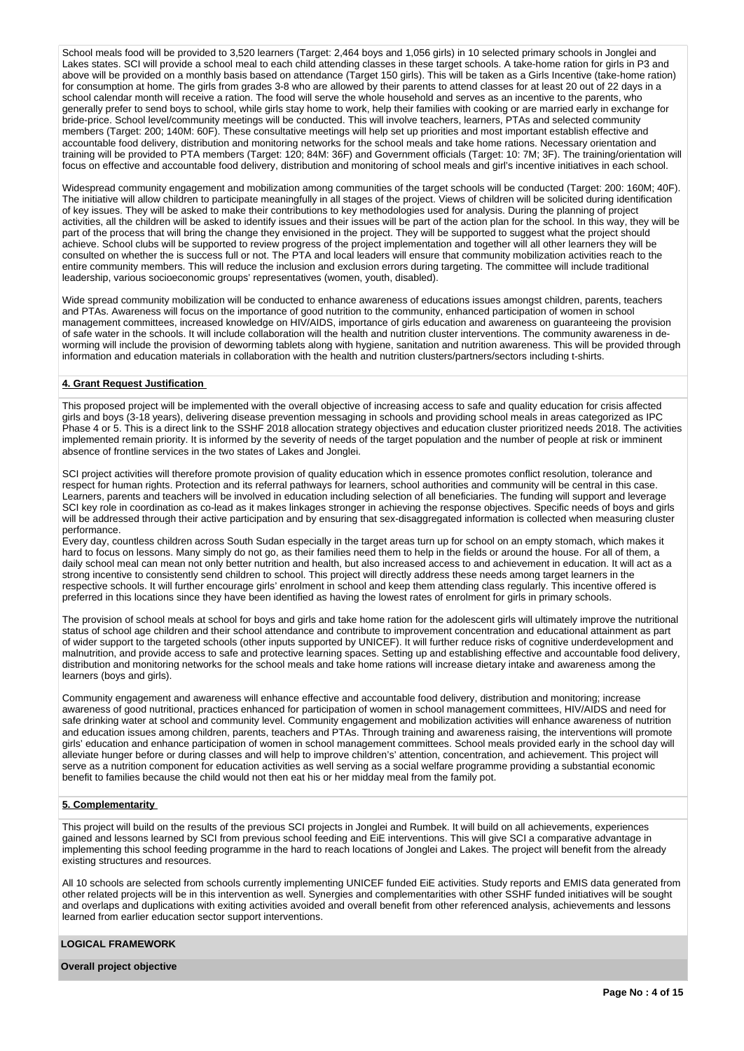School meals food will be provided to 3,520 learners (Target: 2,464 boys and 1,056 girls) in 10 selected primary schools in Jonglei and Lakes states. SCI will provide a school meal to each child attending classes in these target schools. A take-home ration for girls in P3 and above will be provided on a monthly basis based on attendance (Target 150 girls). This will be taken as a Girls Incentive (take-home ration) for consumption at home. The girls from grades 3-8 who are allowed by their parents to attend classes for at least 20 out of 22 days in a school calendar month will receive a ration. The food will serve the whole household and serves as an incentive to the parents, who generally prefer to send boys to school, while girls stay home to work, help their families with cooking or are married early in exchange for bride-price. School level/community meetings will be conducted. This will involve teachers, learners, PTAs and selected community members (Target: 200; 140M: 60F). These consultative meetings will help set up priorities and most important establish effective and accountable food delivery, distribution and monitoring networks for the school meals and take home rations. Necessary orientation and training will be provided to PTA members (Target: 120; 84M: 36F) and Government officials (Target: 10: 7M; 3F). The training/orientation will focus on effective and accountable food delivery, distribution and monitoring of school meals and girl's incentive initiatives in each school.

Widespread community engagement and mobilization among communities of the target schools will be conducted (Target: 200: 160M; 40F). The initiative will allow children to participate meaningfully in all stages of the project. Views of children will be solicited during identification of key issues. They will be asked to make their contributions to key methodologies used for analysis. During the planning of project activities, all the children will be asked to identify issues and their issues will be part of the action plan for the school. In this way, they will be part of the process that will bring the change they envisioned in the project. They will be supported to suggest what the project should achieve. School clubs will be supported to review progress of the project implementation and together will all other learners they will be consulted on whether the is success full or not. The PTA and local leaders will ensure that community mobilization activities reach to the entire community members. This will reduce the inclusion and exclusion errors during targeting. The committee will include traditional leadership, various socioeconomic groups' representatives (women, youth, disabled).

Wide spread community mobilization will be conducted to enhance awareness of educations issues amongst children, parents, teachers and PTAs. Awareness will focus on the importance of good nutrition to the community, enhanced participation of women in school management committees, increased knowledge on HIV/AIDS, importance of girls education and awareness on guaranteeing the provision of safe water in the schools. It will include collaboration will the health and nutrition cluster interventions. The community awareness in de-worming will include the provision of deworming tablets along with hygiene, sanitation and nutrition awareness. This will be provided through information and education materials in collaboration with the health and nutrition clusters/partners/sectors including t-shirts.

**4. Grant Request Justification**

This proposed project will be implemented with the overall objective of increasing access to safe and quality education for crisis affected girls and boys (3-18 years), delivering disease prevention messaging in schools and providing school meals in areas categorized as IPC Phase 4 or 5. This is a direct link to the SSHF 2018 allocation strategy objectives and education cluster prioritized needs 2018. The activities implemented remain priority. It is informed by the severity of needs of the target population and the number of people at risk or imminent absence of frontline services in the two states of Lakes and Jonglei.

SCI project activities will therefore promote provision of quality education which in essence promotes conflict resolution, tolerance and respect for human rights. Protection and its referral pathways for learners, school authorities and community will be central in this case. Learners, parents and teachers will be involved in education including selection of all beneficiaries. The funding will support and leverage SCI key role in coordination as co-lead as it makes linkages stronger in achieving the response objectives. Specific needs of boys and girls will be addressed through their active participation and by ensuring that sex-disaggregated information is collected when measuring cluster performance.
Every day, countless children across South Sudan especially in the target areas turn up for school on an empty stomach, which makes it hard to focus on lessons. Many simply do not go, as their families need them to help in the fields or around the house. For all of them, a daily school meal can mean not only better nutrition and health, but also increased access to and achievement in education. It will act as a strong incentive to consistently send children to school. This project will directly address these needs among target learners in the respective schools. It will further encourage girls' enrolment in school and keep them attending class regularly. This incentive offered is preferred in this locations since they have been identified as having the lowest rates of enrolment for girls in primary schools.

The provision of school meals at school for boys and girls and take home ration for the adolescent girls will ultimately improve the nutritional status of school age children and their school attendance and contribute to improvement concentration and educational attainment as part of wider support to the targeted schools (other inputs supported by UNICEF). It will further reduce risks of cognitive underdevelopment and malnutrition, and provide access to safe and protective learning spaces. Setting up and establishing effective and accountable food delivery, distribution and monitoring networks for the school meals and take home rations will increase dietary intake and awareness among the learners (boys and girls).

Community engagement and awareness will enhance effective and accountable food delivery, distribution and monitoring; increase awareness of good nutritional, practices enhanced for participation of women in school management committees, HIV/AIDS and need for safe drinking water at school and community level. Community engagement and mobilization activities will enhance awareness of nutrition and education issues among children, parents, teachers and PTAs. Through training and awareness raising, the interventions will promote girls' education and enhance participation of women in school management committees. School meals provided early in the school day will alleviate hunger before or during classes and will help to improve children's' attention, concentration, and achievement. This project will serve as a nutrition component for education activities as well serving as a social welfare programme providing a substantial economic benefit to families because the child would not then eat his or her midday meal from the family pot.

**5. Complementarity**

This project will build on the results of the previous SCI projects in Jonglei and Rumbek. It will build on all achievements, experiences gained and lessons learned by SCI from previous school feeding and EiE interventions. This will give SCI a comparative advantage in implementing this school feeding programme in the hard to reach locations of Jonglei and Lakes. The project will benefit from the already existing structures and resources.

All 10 schools are selected from schools currently implementing UNICEF funded EiE activities. Study reports and EMIS data generated from other related projects will be in this intervention as well. Synergies and complementarities with other SSHF funded initiatives will be sought and overlaps and duplications with exiting activities avoided and overall benefit from other referenced analysis, achievements and lessons learned from earlier education sector support interventions.

**LOGICAL FRAMEWORK**

**Overall project objective**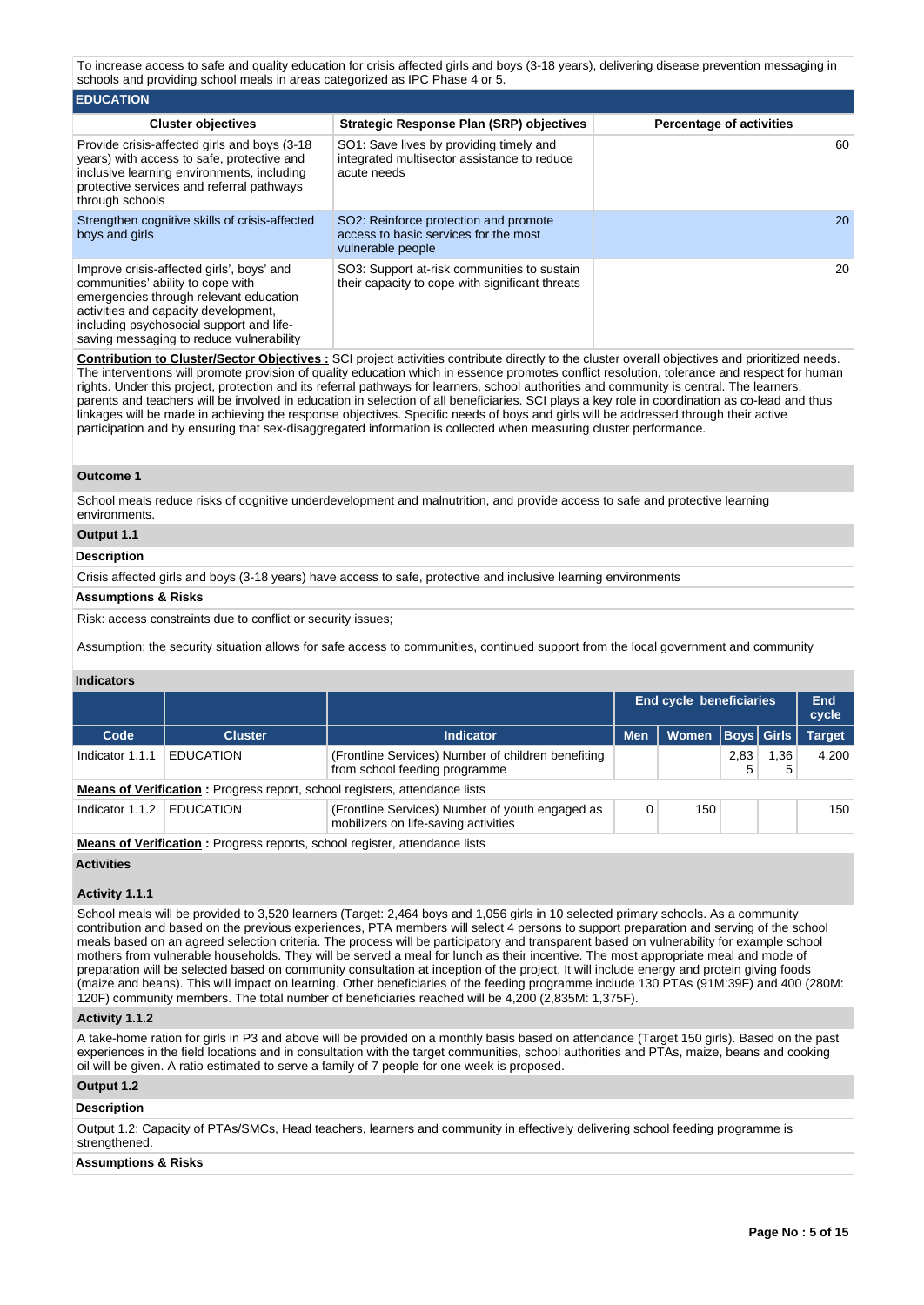To increase access to safe and quality education for crisis affected girls and boys (3-18 years), delivering disease prevention messaging in schools and providing school meals in areas categorized as IPC Phase 4 or 5.

## EDUCATION

| Cluster objectives | Strategic Response Plan (SRP) objectives | Percentage of activities |
|---|---|---|
| Provide crisis-affected girls and boys (3-18 years) with access to safe, protective and inclusive learning environments, including protective services and referral pathways through schools | SO1: Save lives by providing timely and integrated multisector assistance to reduce acute needs | 60 |
| Strengthen cognitive skills of crisis-affected boys and girls | SO2: Reinforce protection and promote access to basic services for the most vulnerable people | 20 |
| Improve crisis-affected girls', boys' and communities' ability to cope with emergencies through relevant education activities and capacity development, including psychosocial support and life-saving messaging to reduce vulnerability | SO3: Support at-risk communities to sustain their capacity to cope with significant threats | 20 |

**Contribution to Cluster/Sector Objectives :** SCI project activities contribute directly to the cluster overall objectives and prioritized needs. The interventions will promote provision of quality education which in essence promotes conflict resolution, tolerance and respect for human rights. Under this project, protection and its referral pathways for learners, school authorities and community is central. The learners, parents and teachers will be involved in education in selection of all beneficiaries. SCI plays a key role in coordination as co-lead and thus linkages will be made in achieving the response objectives. Specific needs of boys and girls will be addressed through their active participation and by ensuring that sex-disaggregated information is collected when measuring cluster performance.

### Outcome 1

School meals reduce risks of cognitive underdevelopment and malnutrition, and provide access to safe and protective learning environments.

### Output 1.1

**Description**

Crisis affected girls and boys (3-18 years) have access to safe, protective and inclusive learning environments

**Assumptions & Risks**

Risk: access constraints due to conflict or security issues;

Assumption: the security situation allows for safe access to communities, continued support from the local government and community

**Indicators**

| | | | End cycle beneficiaries | | | | End cycle |
|---|---|---|---|---|---|---|---|
| Code | Cluster | Indicator | Men | Women | Boys | Girls | Target |
| Indicator 1.1.1 | EDUCATION | (Frontline Services) Number of children benefiting from school feeding programme | | | 2,835 | 1,365 | 4,200 |
| **Means of Verification :** Progress report, school registers, attendance lists | | | | | | | |
| Indicator 1.1.2 | EDUCATION | (Frontline Services) Number of youth engaged as mobilizers on life-saving activities | 0 | 150 | | | 150 |
| **Means of Verification :** Progress reports, school register, attendance lists | | | | | | | |

**Activities**

**Activity 1.1.1**

School meals will be provided to 3,520 learners (Target: 2,464 boys and 1,056 girls in 10 selected primary schools. As a community contribution and based on the previous experiences, PTA members will select 4 persons to support preparation and serving of the school meals based on an agreed selection criteria. The process will be participatory and transparent based on vulnerability for example school mothers from vulnerable households. They will be served a meal for lunch as their incentive. The most appropriate meal and mode of preparation will be selected based on community consultation at inception of the project. It will include energy and protein giving foods (maize and beans). This will impact on learning. Other beneficiaries of the feeding programme include 130 PTAs (91M:39F) and 400 (280M: 120F) community members. The total number of beneficiaries reached will be 4,200 (2,835M: 1,375F).

**Activity 1.1.2**

A take-home ration for girls in P3 and above will be provided on a monthly basis based on attendance (Target 150 girls). Based on the past experiences in the field locations and in consultation with the target communities, school authorities and PTAs, maize, beans and cooking oil will be given. A ratio estimated to serve a family of 7 people for one week is proposed.

### Output 1.2

**Description**

Output 1.2: Capacity of PTAs/SMCs, Head teachers, learners and community in effectively delivering school feeding programme is strengthened.

**Assumptions & Risks**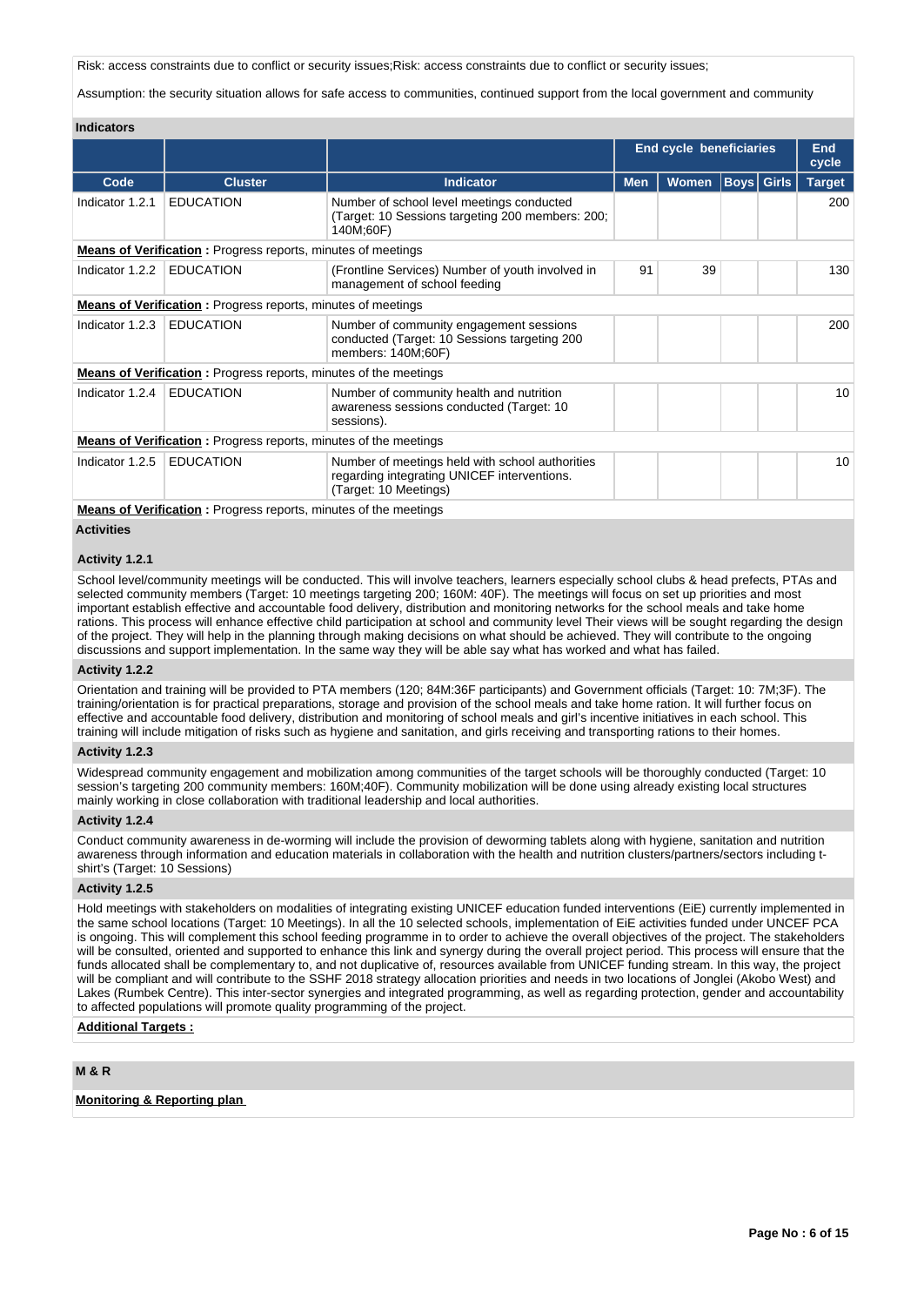Risk: access constraints due to conflict or security issues;Risk: access constraints due to conflict or security issues;

Assumption: the security situation allows for safe access to communities, continued support from the local government and community

**Indicators**

| | | | End cycle beneficiaries | | | | End cycle |
|---|---|---|---|---|---|---|---|
| **Code** | **Cluster** | **Indicator** | **Men** | **Women** | **Boys** | **Girls** | **Target** |
| Indicator 1.2.1 | EDUCATION | Number of school level meetings conducted (Target: 10 Sessions targeting 200 members: 200; 140M;60F) | | | | | 200 |
| **Means of Verification :** Progress reports, minutes of meetings | | | | | | | |
| Indicator 1.2.2 | EDUCATION | (Frontline Services) Number of youth involved in management of school feeding | 91 | 39 | | | 130 |
| **Means of Verification :** Progress reports, minutes of meetings | | | | | | | |
| Indicator 1.2.3 | EDUCATION | Number of community engagement sessions conducted (Target: 10 Sessions targeting 200 members: 140M;60F) | | | | | 200 |
| **Means of Verification :** Progress reports, minutes of the meetings | | | | | | | |
| Indicator 1.2.4 | EDUCATION | Number of community health and nutrition awareness sessions conducted (Target: 10 sessions). | | | | | 10 |
| **Means of Verification :** Progress reports, minutes of the meetings | | | | | | | |
| Indicator 1.2.5 | EDUCATION | Number of meetings held with school authorities regarding integrating UNICEF interventions. (Target: 10 Meetings) | | | | | 10 |
| **Means of Verification :** Progress reports, minutes of the meetings | | | | | | | |

**Activities**

**Activity 1.2.1**

School level/community meetings will be conducted. This will involve teachers, learners especially school clubs & head prefects, PTAs and selected community members (Target: 10 meetings targeting 200; 160M: 40F). The meetings will focus on set up priorities and most important establish effective and accountable food delivery, distribution and monitoring networks for the school meals and take home rations. This process will enhance effective child participation at school and community level Their views will be sought regarding the design of the project. They will help in the planning through making decisions on what should be achieved. They will contribute to the ongoing discussions and support implementation. In the same way they will be able say what has worked and what has failed.

**Activity 1.2.2**

Orientation and training will be provided to PTA members (120; 84M:36F participants) and Government officials (Target: 10: 7M;3F). The training/orientation is for practical preparations, storage and provision of the school meals and take home ration. It will further focus on effective and accountable food delivery, distribution and monitoring of school meals and girl's incentive initiatives in each school. This training will include mitigation of risks such as hygiene and sanitation, and girls receiving and transporting rations to their homes.

**Activity 1.2.3**

Widespread community engagement and mobilization among communities of the target schools will be thoroughly conducted (Target: 10 session's targeting 200 community members: 160M;40F). Community mobilization will be done using already existing local structures mainly working in close collaboration with traditional leadership and local authorities.

**Activity 1.2.4**

Conduct community awareness in de-worming will include the provision of deworming tablets along with hygiene, sanitation and nutrition awareness through information and education materials in collaboration with the health and nutrition clusters/partners/sectors including t-shirt's (Target: 10 Sessions)

**Activity 1.2.5**

Hold meetings with stakeholders on modalities of integrating existing UNICEF education funded interventions (EiE) currently implemented in the same school locations (Target: 10 Meetings). In all the 10 selected schools, implementation of EiE activities funded under UNCEF PCA is ongoing. This will complement this school feeding programme in to order to achieve the overall objectives of the project. The stakeholders will be consulted, oriented and supported to enhance this link and synergy during the overall project period. This process will ensure that the funds allocated shall be complementary to, and not duplicative of, resources available from UNICEF funding stream. In this way, the project will be compliant and will contribute to the SSHF 2018 strategy allocation priorities and needs in two locations of Jonglei (Akobo West) and Lakes (Rumbek Centre). This inter-sector synergies and integrated programming, as well as regarding protection, gender and accountability to affected populations will promote quality programming of the project.

**Additional Targets :**

**M & R**

**Monitoring & Reporting plan**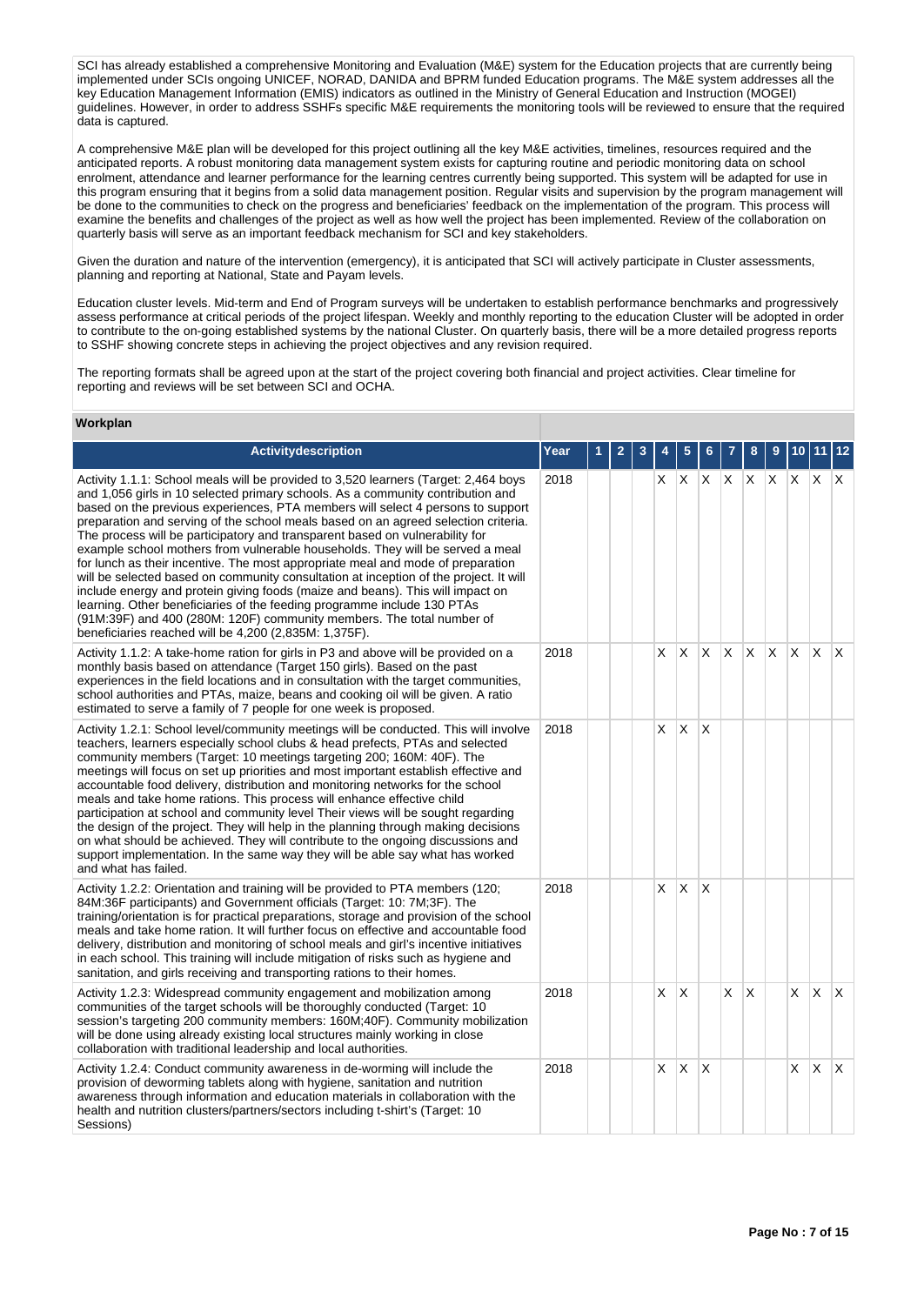SCI has already established a comprehensive Monitoring and Evaluation (M&E) system for the Education projects that are currently being implemented under SCIs ongoing UNICEF, NORAD, DANIDA and BPRM funded Education programs. The M&E system addresses all the key Education Management Information (EMIS) indicators as outlined in the Ministry of General Education and Instruction (MOGEI) guidelines. However, in order to address SSHFs specific M&E requirements the monitoring tools will be reviewed to ensure that the required data is captured.

A comprehensive M&E plan will be developed for this project outlining all the key M&E activities, timelines, resources required and the anticipated reports. A robust monitoring data management system exists for capturing routine and periodic monitoring data on school enrolment, attendance and learner performance for the learning centres currently being supported. This system will be adapted for use in this program ensuring that it begins from a solid data management position. Regular visits and supervision by the program management will be done to the communities to check on the progress and beneficiaries' feedback on the implementation of the program. This process will examine the benefits and challenges of the project as well as how well the project has been implemented. Review of the collaboration on quarterly basis will serve as an important feedback mechanism for SCI and key stakeholders.

Given the duration and nature of the intervention (emergency), it is anticipated that SCI will actively participate in Cluster assessments, planning and reporting at National, State and Payam levels.

Education cluster levels. Mid-term and End of Program surveys will be undertaken to establish performance benchmarks and progressively assess performance at critical periods of the project lifespan. Weekly and monthly reporting to the education Cluster will be adopted in order to contribute to the on-going established systems by the national Cluster. On quarterly basis, there will be a more detailed progress reports to SSHF showing concrete steps in achieving the project objectives and any revision required.

The reporting formats shall be agreed upon at the start of the project covering both financial and project activities. Clear timeline for reporting and reviews will be set between SCI and OCHA.

## Workplan

| Activitydescription | Year | 1 | 2 | 3 | 4 | 5 | 6 | 7 | 8 | 9 | 10 | 11 | 12 |
|---|---|---|---|---|---|---|---|---|---|---|---|---|---|
| Activity 1.1.1: School meals will be provided to 3,520 learners (Target: 2,464 boys and 1,056 girls in 10 selected primary schools. As a community contribution and based on the previous experiences, PTA members will select 4 persons to support preparation and serving of the school meals based on an agreed selection criteria. The process will be participatory and transparent based on vulnerability for example school mothers from vulnerable households. They will be served a meal for lunch as their incentive. The most appropriate meal and mode of preparation will be selected based on community consultation at inception of the project. It will include energy and protein giving foods (maize and beans). This will impact on learning. Other beneficiaries of the feeding programme include 130 PTAs (91M:39F) and 400 (280M: 120F) community members. The total number of beneficiaries reached will be 4,200 (2,835M: 1,375F). | 2018 | | | | X | X | X | X | X | X | X | X | X |
| Activity 1.1.2: A take-home ration for girls in P3 and above will be provided on a monthly basis based on attendance (Target 150 girls). Based on the past experiences in the field locations and in consultation with the target communities, school authorities and PTAs, maize, beans and cooking oil will be given. A ratio estimated to serve a family of 7 people for one week is proposed. | 2018 | | | | X | X | X | X | X | X | X | X | X |
| Activity 1.2.1: School level/community meetings will be conducted. This will involve teachers, learners especially school clubs & head prefects, PTAs and selected community members (Target: 10 meetings targeting 200; 160M: 40F). The meetings will focus on set up priorities and most important establish effective and accountable food delivery, distribution and monitoring networks for the school meals and take home rations. This process will enhance effective child participation at school and community level Their views will be sought regarding the design of the project. They will help in the planning through making decisions on what should be achieved. They will contribute to the ongoing discussions and support implementation. In the same way they will be able say what has worked and what has failed. | 2018 | | | | X | X | X | | | | | | |
| Activity 1.2.2: Orientation and training will be provided to PTA members (120; 84M:36F participants) and Government officials (Target: 10: 7M;3F). The training/orientation is for practical preparations, storage and provision of the school meals and take home ration. It will further focus on effective and accountable food delivery, distribution and monitoring of school meals and girl's incentive initiatives in each school. This training will include mitigation of risks such as hygiene and sanitation, and girls receiving and transporting rations to their homes. | 2018 | | | | X | X | X | | | | | | |
| Activity 1.2.3: Widespread community engagement and mobilization among communities of the target schools will be thoroughly conducted (Target: 10 session's targeting 200 community members: 160M;40F). Community mobilization will be done using already existing local structures mainly working in close collaboration with traditional leadership and local authorities. | 2018 | | | | X | X | | X | X | | X | X | X |
| Activity 1.2.4: Conduct community awareness in de-worming will include the provision of deworming tablets along with hygiene, sanitation and nutrition awareness through information and education materials in collaboration with the health and nutrition clusters/partners/sectors including t-shirt's (Target: 10 Sessions) | 2018 | | | | X | X | X | | | | X | X | X |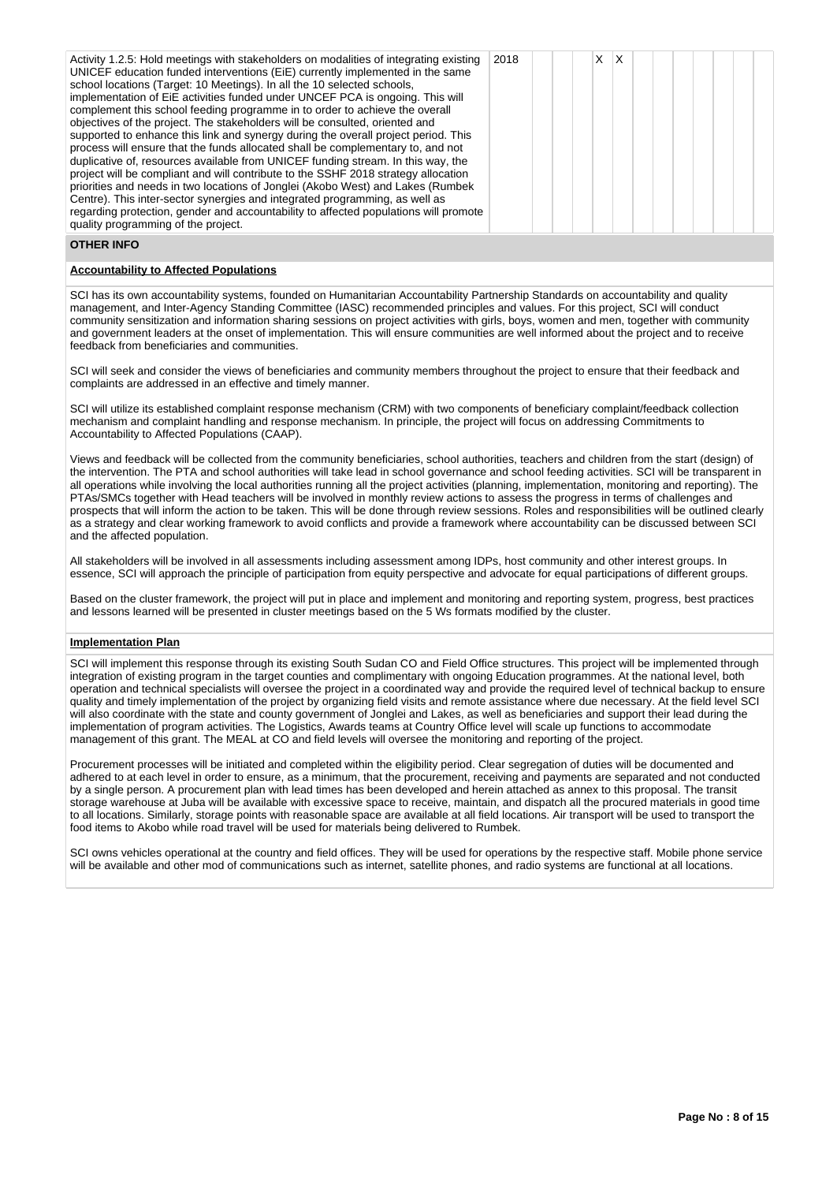| Activity | Year | 1 | 2 | 3 | 4 | 5 | 6 | 7 | 8 | 9 | 10 | 11 | 12 |
|---|---|---|---|---|---|---|---|---|---|---|---|---|---|
| Activity 1.2.5: Hold meetings with stakeholders on modalities of integrating existing UNICEF education funded interventions (EiE) currently implemented in the same school locations (Target: 10 Meetings). In all the 10 selected schools, implementation of EiE activities funded under UNICEF PCA is ongoing. This will complement this school feeding programme in to order to achieve the overall objectives of the project. The stakeholders will be consulted, oriented and supported to enhance this link and synergy during the overall project period. This process will ensure that the funds allocated shall be complementary to, and not duplicative of, resources available from UNICEF funding stream. In this way, the project will be compliant and will contribute to the SSHF 2018 strategy allocation priorities and needs in two locations of Jonglei (Akobo West) and Lakes (Rumbek Centre). This inter-sector synergies and integrated programming, as well as regarding protection, gender and accountability to affected populations will promote quality programming of the project. | 2018 | | | | X | X | | | | | | | |

## OTHER INFO

### Accountability to Affected Populations

SCI has its own accountability systems, founded on Humanitarian Accountability Partnership Standards on accountability and quality management, and Inter-Agency Standing Committee (IASC) recommended principles and values. For this project, SCI will conduct community sensitization and information sharing sessions on project activities with girls, boys, women and men, together with community and government leaders at the onset of implementation. This will ensure communities are well informed about the project and to receive feedback from beneficiaries and communities.

SCI will seek and consider the views of beneficiaries and community members throughout the project to ensure that their feedback and complaints are addressed in an effective and timely manner.

SCI will utilize its established complaint response mechanism (CRM) with two components of beneficiary complaint/feedback collection mechanism and complaint handling and response mechanism. In principle, the project will focus on addressing Commitments to Accountability to Affected Populations (CAAP).

Views and feedback will be collected from the community beneficiaries, school authorities, teachers and children from the start (design) of the intervention. The PTA and school authorities will take lead in school governance and school feeding activities. SCI will be transparent in all operations while involving the local authorities running all the project activities (planning, implementation, monitoring and reporting). The PTAs/SMCs together with Head teachers will be involved in monthly review actions to assess the progress in terms of challenges and prospects that will inform the action to be taken. This will be done through review sessions. Roles and responsibilities will be outlined clearly as a strategy and clear working framework to avoid conflicts and provide a framework where accountability can be discussed between SCI and the affected population.

All stakeholders will be involved in all assessments including assessment among IDPs, host community and other interest groups. In essence, SCI will approach the principle of participation from equity perspective and advocate for equal participations of different groups.

Based on the cluster framework, the project will put in place and implement and monitoring and reporting system, progress, best practices and lessons learned will be presented in cluster meetings based on the 5 Ws formats modified by the cluster.

### Implementation Plan

SCI will implement this response through its existing South Sudan CO and Field Office structures. This project will be implemented through integration of existing program in the target counties and complimentary with ongoing Education programmes. At the national level, both operation and technical specialists will oversee the project in a coordinated way and provide the required level of technical backup to ensure quality and timely implementation of the project by organizing field visits and remote assistance where due necessary. At the field level SCI will also coordinate with the state and county government of Jonglei and Lakes, as well as beneficiaries and support their lead during the implementation of program activities. The Logistics, Awards teams at Country Office level will scale up functions to accommodate management of this grant. The MEAL at CO and field levels will oversee the monitoring and reporting of the project.

Procurement processes will be initiated and completed within the eligibility period. Clear segregation of duties will be documented and adhered to at each level in order to ensure, as a minimum, that the procurement, receiving and payments are separated and not conducted by a single person. A procurement plan with lead times has been developed and herein attached as annex to this proposal. The transit storage warehouse at Juba will be available with excessive space to receive, maintain, and dispatch all the procured materials in good time to all locations. Similarly, storage points with reasonable space are available at all field locations. Air transport will be used to transport the food items to Akobo while road travel will be used for materials being delivered to Rumbek.

SCI owns vehicles operational at the country and field offices. They will be used for operations by the respective staff. Mobile phone service will be available and other mod of communications such as internet, satellite phones, and radio systems are functional at all locations.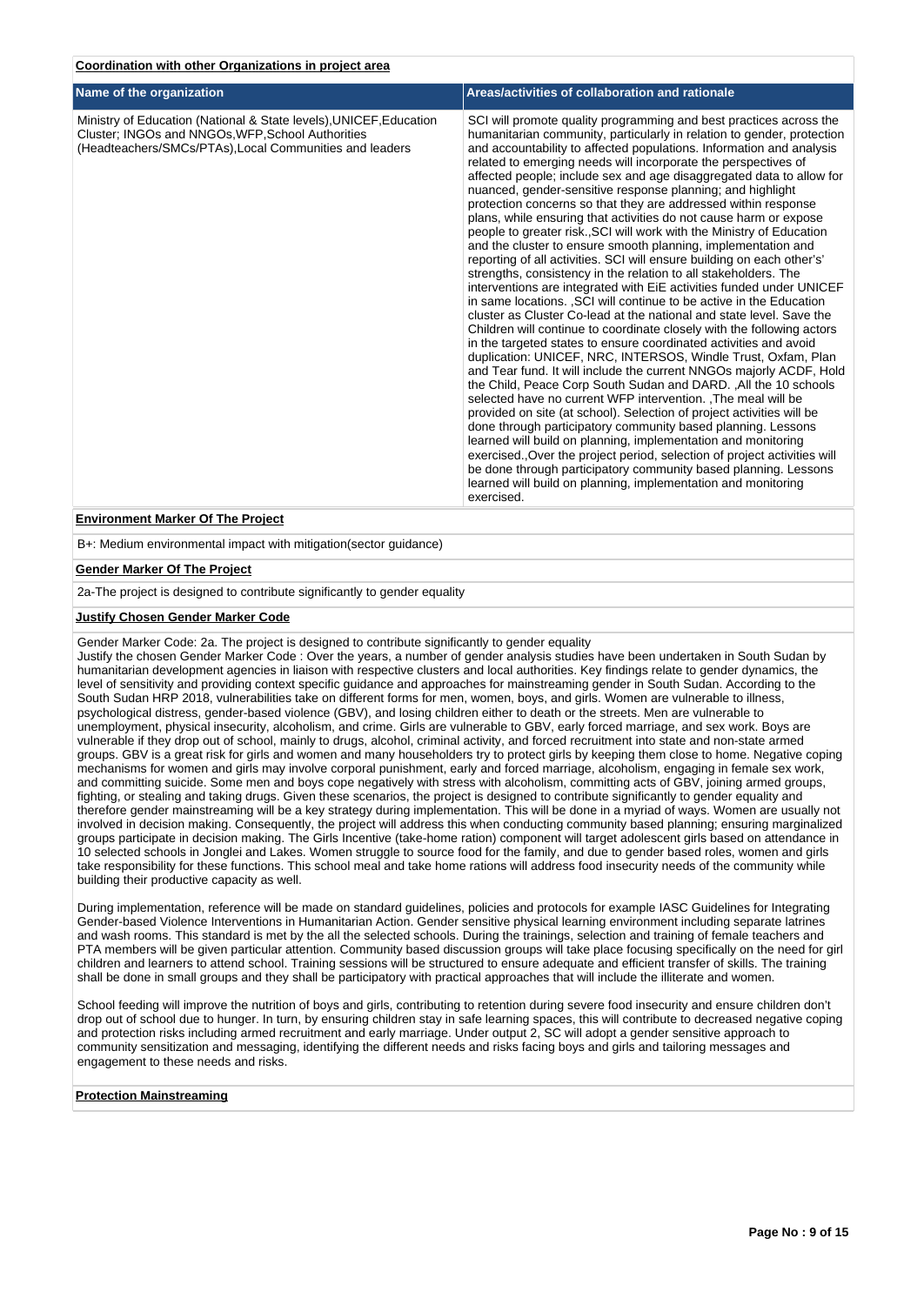**Coordination with other Organizations in project area**

| Name of the organization | Areas/activities of collaboration and rationale |
|---|---|
| Ministry of Education (National & State levels),UNICEF,Education Cluster; INGOs and NNGOs,WFP,School Authorities (Headteachers/SMCs/PTAs),Local Communities and leaders | SCI will promote quality programming and best practices across the humanitarian community, particularly in relation to gender, protection and accountability to affected populations. Information and analysis related to emerging needs will incorporate the perspectives of affected people; include sex and age disaggregated data to allow for nuanced, gender-sensitive response planning; and highlight protection concerns so that they are addressed within response plans, while ensuring that activities do not cause harm or expose people to greater risk.,SCI will work with the Ministry of Education and the cluster to ensure smooth planning, implementation and reporting of all activities. SCI will ensure building on each other's' strengths, consistency in the relation to all stakeholders. The interventions are integrated with EiE activities funded under UNICEF in same locations. ,SCI will continue to be active in the Education cluster as Cluster Co-lead at the national and state level. Save the Children will continue to coordinate closely with the following actors in the targeted states to ensure coordinated activities and avoid duplication: UNICEF, NRC, INTERSOS, Windle Trust, Oxfam, Plan and Tear fund. It will include the current NNGOs majorly ACDF, Hold the Child, Peace Corp South Sudan and DARD. ,All the 10 schools selected have no current WFP intervention. ,The meal will be provided on site (at school). Selection of project activities will be done through participatory community based planning. Lessons learned will build on planning, implementation and monitoring exercised.,Over the project period, selection of project activities will be done through participatory community based planning. Lessons learned will build on planning, implementation and monitoring exercised. |

**Environment Marker Of The Project**

B+: Medium environmental impact with mitigation(sector guidance)

**Gender Marker Of The Project**

2a-The project is designed to contribute significantly to gender equality

**Justify Chosen Gender Marker Code**

Gender Marker Code: 2a. The project is designed to contribute significantly to gender equality
Justify the chosen Gender Marker Code : Over the years, a number of gender analysis studies have been undertaken in South Sudan by humanitarian development agencies in liaison with respective clusters and local authorities. Key findings relate to gender dynamics, the level of sensitivity and providing context specific guidance and approaches for mainstreaming gender in South Sudan. According to the South Sudan HRP 2018, vulnerabilities take on different forms for men, women, boys, and girls. Women are vulnerable to illness, psychological distress, gender-based violence (GBV), and losing children either to death or the streets. Men are vulnerable to unemployment, physical insecurity, alcoholism, and crime. Girls are vulnerable to GBV, early forced marriage, and sex work. Boys are vulnerable if they drop out of school, mainly to drugs, alcohol, criminal activity, and forced recruitment into state and non-state armed groups. GBV is a great risk for girls and women and many householders try to protect girls by keeping them close to home. Negative coping mechanisms for women and girls may involve corporal punishment, early and forced marriage, alcoholism, engaging in female sex work, and committing suicide. Some men and boys cope negatively with stress with alcoholism, committing acts of GBV, joining armed groups, fighting, or stealing and taking drugs. Given these scenarios, the project is designed to contribute significantly to gender equality and therefore gender mainstreaming will be a key strategy during implementation. This will be done in a myriad of ways. Women are usually not involved in decision making. Consequently, the project will address this when conducting community based planning; ensuring marginalized groups participate in decision making. The Girls Incentive (take-home ration) component will target adolescent girls based on attendance in 10 selected schools in Jonglei and Lakes. Women struggle to source food for the family, and due to gender based roles, women and girls take responsibility for these functions. This school meal and take home rations will address food insecurity needs of the community while building their productive capacity as well.

During implementation, reference will be made on standard guidelines, policies and protocols for example IASC Guidelines for Integrating Gender-based Violence Interventions in Humanitarian Action. Gender sensitive physical learning environment including separate latrines and wash rooms. This standard is met by the all the selected schools. During the trainings, selection and training of female teachers and PTA members will be given particular attention. Community based discussion groups will take place focusing specifically on the need for girl children and learners to attend school. Training sessions will be structured to ensure adequate and efficient transfer of skills. The training shall be done in small groups and they shall be participatory with practical approaches that will include the illiterate and women.

School feeding will improve the nutrition of boys and girls, contributing to retention during severe food insecurity and ensure children don't drop out of school due to hunger. In turn, by ensuring children stay in safe learning spaces, this will contribute to decreased negative coping and protection risks including armed recruitment and early marriage. Under output 2, SC will adopt a gender sensitive approach to community sensitization and messaging, identifying the different needs and risks facing boys and girls and tailoring messages and engagement to these needs and risks.

**Protection Mainstreaming**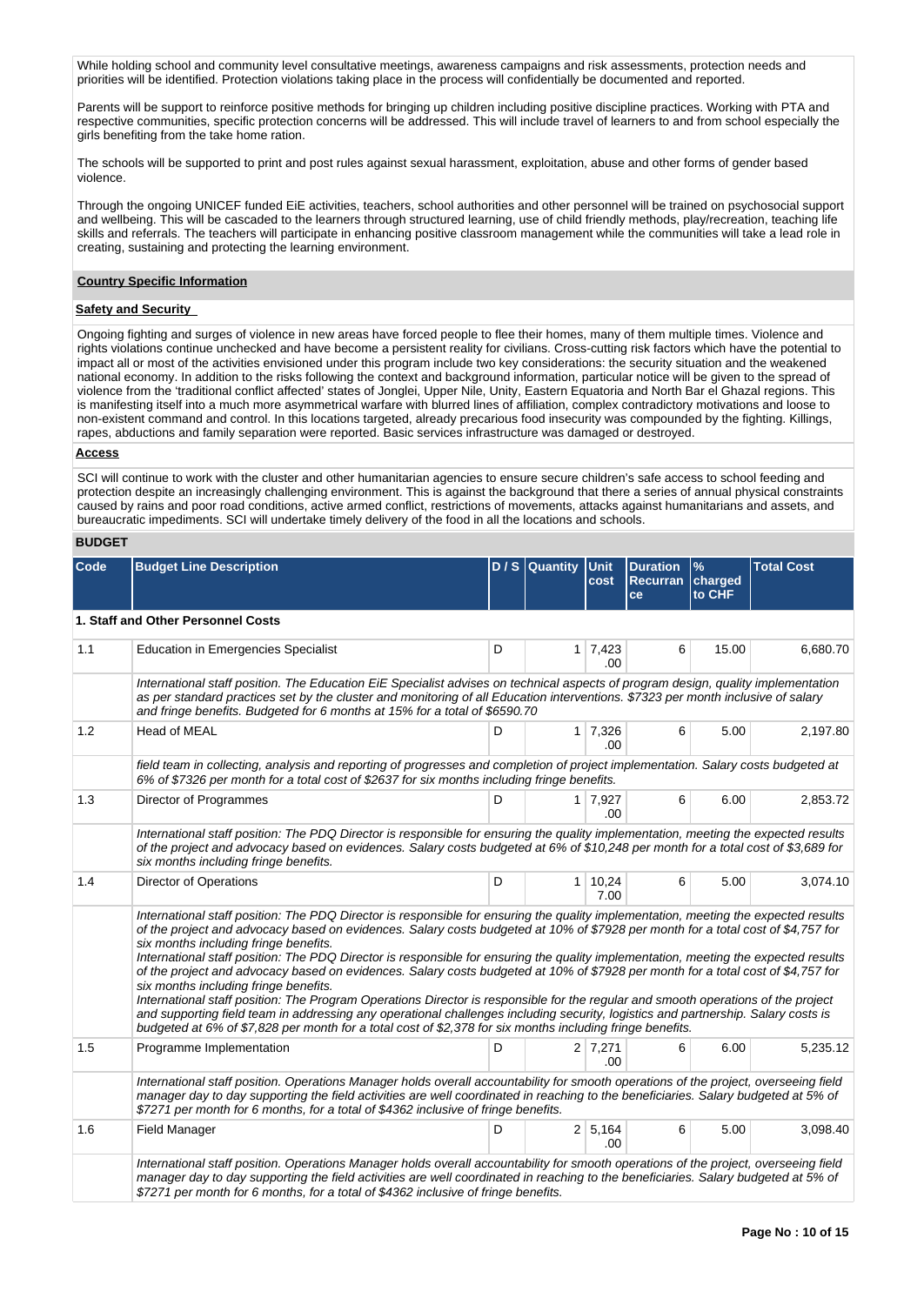While holding school and community level consultative meetings, awareness campaigns and risk assessments, protection needs and priorities will be identified. Protection violations taking place in the process will confidentially be documented and reported.

Parents will be support to reinforce positive methods for bringing up children including positive discipline practices. Working with PTA and respective communities, specific protection concerns will be addressed. This will include travel of learners to and from school especially the girls benefiting from the take home ration.

The schools will be supported to print and post rules against sexual harassment, exploitation, abuse and other forms of gender based violence.

Through the ongoing UNICEF funded EiE activities, teachers, school authorities and other personnel will be trained on psychosocial support and wellbeing. This will be cascaded to the learners through structured learning, use of child friendly methods, play/recreation, teaching life skills and referrals. The teachers will participate in enhancing positive classroom management while the communities will take a lead role in creating, sustaining and protecting the learning environment.

## Country Specific Information

### Safety and Security

Ongoing fighting and surges of violence in new areas have forced people to flee their homes, many of them multiple times. Violence and rights violations continue unchecked and have become a persistent reality for civilians. Cross-cutting risk factors which have the potential to impact all or most of the activities envisioned under this program include two key considerations: the security situation and the weakened national economy. In addition to the risks following the context and background information, particular notice will be given to the spread of violence from the 'traditional conflict affected' states of Jonglei, Upper Nile, Unity, Eastern Equatoria and North Bar el Ghazal regions. This is manifesting itself into a much more asymmetrical warfare with blurred lines of affiliation, complex contradictory motivations and loose to non-existent command and control. In this locations targeted, already precarious food insecurity was compounded by the fighting. Killings, rapes, abductions and family separation were reported. Basic services infrastructure was damaged or destroyed.

### Access

SCI will continue to work with the cluster and other humanitarian agencies to ensure secure children's safe access to school feeding and protection despite an increasingly challenging environment. This is against the background that there a series of annual physical constraints caused by rains and poor road conditions, active armed conflict, restrictions of movements, attacks against humanitarians and assets, and bureaucratic impediments. SCI will undertake timely delivery of the food in all the locations and schools.

## BUDGET

| Code | Budget Line Description | D / S | Quantity | Unit cost | Duration Recurrance | % charged to CHF | Total Cost |
|---|---|---|---|---|---|---|---|
| **1. Staff and Other Personnel Costs** | | | | | | | |
| 1.1 | Education in Emergencies Specialist | D | 1 | 7,423.00 | 6 | 15.00 | 6,680.70 |
| | *International staff position. The Education EiE Specialist advises on technical aspects of program design, quality implementation as per standard practices set by the cluster and monitoring of all Education interventions. $7323 per month inclusive of salary and fringe benefits. Budgeted for 6 months at 15% for a total of $6590.70* | | | | | | |
| 1.2 | Head of MEAL | D | 1 | 7,326.00 | 6 | 5.00 | 2,197.80 |
| | *field team in collecting, analysis and reporting of progresses and completion of project implementation. Salary costs budgeted at 6% of $7326 per month for a total cost of $2637 for six months including fringe benefits.* | | | | | | |
| 1.3 | Director of Programmes | D | 1 | 7,927.00 | 6 | 6.00 | 2,853.72 |
| | *International staff position: The PDQ Director is responsible for ensuring the quality implementation, meeting the expected results of the project and advocacy based on evidences. Salary costs budgeted at 6% of $10,248 per month for a total cost of $3,689 for six months including fringe benefits.* | | | | | | |
| 1.4 | Director of Operations | D | 1 | 10,247.00 | 6 | 5.00 | 3,074.10 |
| | *International staff position: The PDQ Director is responsible for ensuring the quality implementation, meeting the expected results of the project and advocacy based on evidences. Salary costs budgeted at 10% of $7928 per month for a total cost of $4,757 for six months including fringe benefits.<br>International staff position: The PDQ Director is responsible for ensuring the quality implementation, meeting the expected results of the project and advocacy based on evidences. Salary costs budgeted at 10% of $7928 per month for a total cost of $4,757 for six months including fringe benefits.<br>International staff position: The Program Operations Director is responsible for the regular and smooth operations of the project and supporting field team in addressing any operational challenges including security, logistics and partnership. Salary costs is budgeted at 6% of $7,828 per month for a total cost of $2,378 for six months including fringe benefits.* | | | | | | |
| 1.5 | Programme Implementation | D | 2 | 7,271.00 | 6 | 6.00 | 5,235.12 |
| | *International staff position. Operations Manager holds overall accountability for smooth operations of the project, overseeing field manager day to day supporting the field activities are well coordinated in reaching to the beneficiaries. Salary budgeted at 5% of $7271 per month for 6 months, for a total of $4362 inclusive of fringe benefits.* | | | | | | |
| 1.6 | Field Manager | D | 2 | 5,164.00 | 6 | 5.00 | 3,098.40 |
| | *International staff position. Operations Manager holds overall accountability for smooth operations of the project, overseeing field manager day to day supporting the field activities are well coordinated in reaching to the beneficiaries. Salary budgeted at 5% of $7271 per month for 6 months, for a total of $4362 inclusive of fringe benefits.* | | | | | | |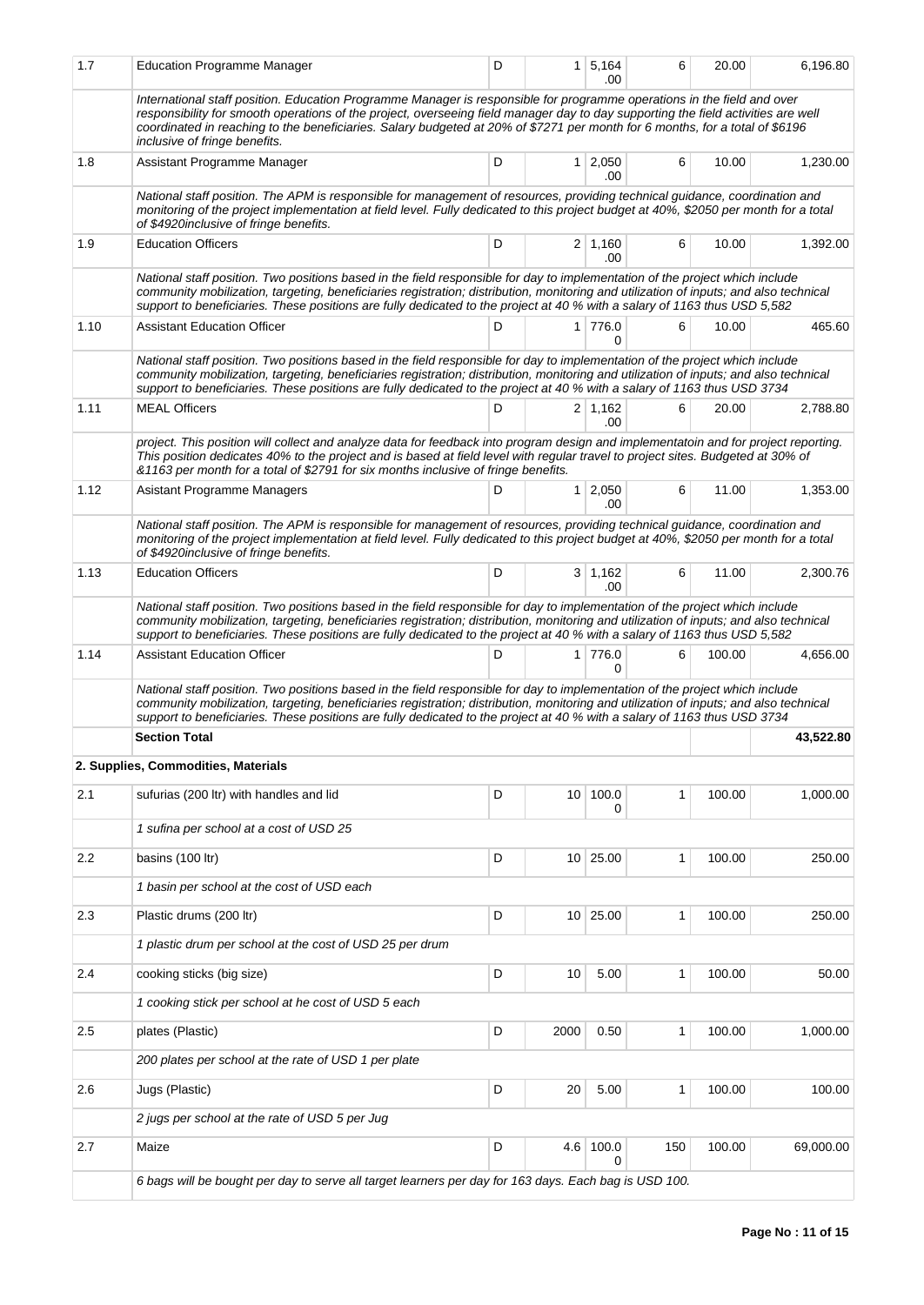| | | | | | | | |
|---|---|---|---|---|---|---|---|
| 1.7 | Education Programme Manager | D | 1 | 5,164.00 | 6 | 20.00 | 6,196.80 |
| | *International staff position. Education Programme Manager is responsible for programme operations in the field and over responsibility for smooth operations of the project, overseeing field manager day to day supporting the field activities are well coordinated in reaching to the beneficiaries. Salary budgeted at 20% of $7271 per month for 6 months, for a total of $6196 inclusive of fringe benefits.* | | | | | | |
| 1.8 | Assistant Programme Manager | D | 1 | 2,050.00 | 6 | 10.00 | 1,230.00 |
| | *National staff position. The APM is responsible for management of resources, providing technical guidance, coordination and monitoring of the project implementation at field level. Fully dedicated to this project budget at 40%, $2050 per month for a total of $4920inclusive of fringe benefits.* | | | | | | |
| 1.9 | Education Officers | D | 2 | 1,160.00 | 6 | 10.00 | 1,392.00 |
| | *National staff position. Two positions based in the field responsible for day to implementation of the project which include community mobilization, targeting, beneficiaries registration; distribution, monitoring and utilization of inputs; and also technical support to beneficiaries. These positions are fully dedicated to the project at 40 % with a salary of 1163 thus USD 5,582* | | | | | | |
| 1.10 | Assistant Education Officer | D | 1 | 776.00 | 6 | 10.00 | 465.60 |
| | *National staff position. Two positions based in the field responsible for day to implementation of the project which include community mobilization, targeting, beneficiaries registration; distribution, monitoring and utilization of inputs; and also technical support to beneficiaries. These positions are fully dedicated to the project at 40 % with a salary of 1163 thus USD 3734* | | | | | | |
| 1.11 | MEAL Officers | D | 2 | 1,162.00 | 6 | 20.00 | 2,788.80 |
| | *project. This position will collect and analyze data for feedback into program design and implementatoin and for project reporting. This position dedicates 40% to the project and is based at field level with regular travel to project sites. Budgeted at 30% of &1163 per month for a total of $2791 for six months inclusive of fringe benefits.* | | | | | | |
| 1.12 | Asistant Programme Managers | D | 1 | 2,050.00 | 6 | 11.00 | 1,353.00 |
| | *National staff position. The APM is responsible for management of resources, providing technical guidance, coordination and monitoring of the project implementation at field level. Fully dedicated to this project budget at 40%, $2050 per month for a total of $4920inclusive of fringe benefits.* | | | | | | |
| 1.13 | Education Officers | D | 3 | 1,162.00 | 6 | 11.00 | 2,300.76 |
| | *National staff position. Two positions based in the field responsible for day to implementation of the project which include community mobilization, targeting, beneficiaries registration; distribution, monitoring and utilization of inputs; and also technical support to beneficiaries. These positions are fully dedicated to the project at 40 % with a salary of 1163 thus USD 5,582* | | | | | | |
| 1.14 | Assistant Education Officer | D | 1 | 776.00 | 6 | 100.00 | 4,656.00 |
| | *National staff position. Two positions based in the field responsible for day to implementation of the project which include community mobilization, targeting, beneficiaries registration; distribution, monitoring and utilization of inputs; and also technical support to beneficiaries. These positions are fully dedicated to the project at 40 % with a salary of 1163 thus USD 3734* | | | | | | |
| | **Section Total** | | | | | | **43,522.80** |
| | **2. Supplies, Commodities, Materials** | | | | | | |
| 2.1 | sufurias (200 ltr) with handles and lid | D | 10 | 100.00 | 1 | 100.00 | 1,000.00 |
| | *1 sufina per school at a cost of USD 25* | | | | | | |
| 2.2 | basins (100 ltr) | D | 10 | 25.00 | 1 | 100.00 | 250.00 |
| | *1 basin per school at the cost of USD each* | | | | | | |
| 2.3 | Plastic drums (200 ltr) | D | 10 | 25.00 | 1 | 100.00 | 250.00 |
| | *1 plastic drum per school at the cost of USD 25 per drum* | | | | | | |
| 2.4 | cooking sticks (big size) | D | 10 | 5.00 | 1 | 100.00 | 50.00 |
| | *1 cooking stick per school at he cost of USD 5 each* | | | | | | |
| 2.5 | plates (Plastic) | D | 2000 | 0.50 | 1 | 100.00 | 1,000.00 |
| | *200 plates per school at the rate of USD 1 per plate* | | | | | | |
| 2.6 | Jugs (Plastic) | D | 20 | 5.00 | 1 | 100.00 | 100.00 |
| | *2 jugs per school at the rate of USD 5 per Jug* | | | | | | |
| 2.7 | Maize | D | 4.6 | 100.00 | 150 | 100.00 | 69,000.00 |
| | *6 bags will be bought per day to serve all target learners per day for 163 days. Each bag is USD 100.* | | | | | | |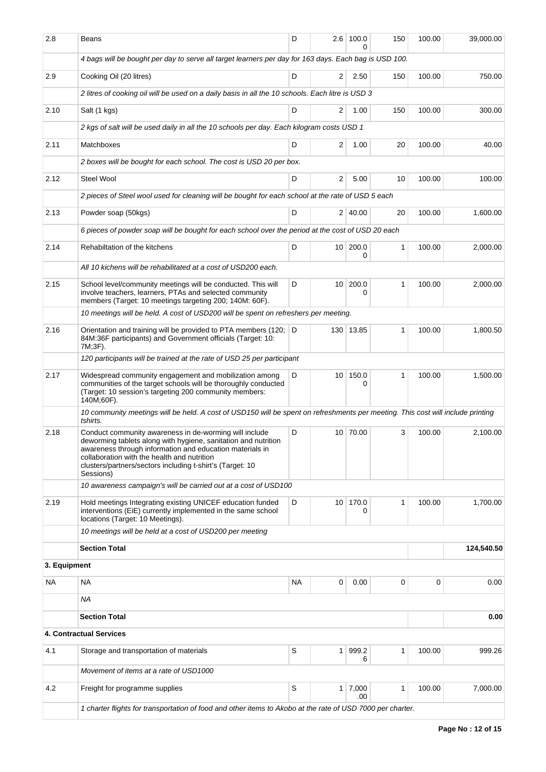| | | | | | | | |
|---|---|---|---|---|---|---|---|
| 2.8 | Beans | D | 2.6 | 100.00 | 150 | 100.00 | 39,000.00 |
| | *4 bags will be bought per day to serve all target learners per day for 163 days. Each bag is USD 100.* | | | | | | |
| 2.9 | Cooking Oil (20 litres) | D | 2 | 2.50 | 150 | 100.00 | 750.00 |
| | *2 litres of cooking oil will be used on a daily basis in all the 10 schools. Each litre is USD 3* | | | | | | |
| 2.10 | Salt (1 kgs) | D | 2 | 1.00 | 150 | 100.00 | 300.00 |
| | *2 kgs of salt will be used daily in all the 10 schools per day. Each kilogram costs USD 1* | | | | | | |
| 2.11 | Matchboxes | D | 2 | 1.00 | 20 | 100.00 | 40.00 |
| | *2 boxes will be bought for each school. The cost is USD 20 per box.* | | | | | | |
| 2.12 | Steel Wool | D | 2 | 5.00 | 10 | 100.00 | 100.00 |
| | *2 pieces of Steel wool used for cleaning will be bought for each school at the rate of USD 5 each* | | | | | | |
| 2.13 | Powder soap (50kgs) | D | 2 | 40.00 | 20 | 100.00 | 1,600.00 |
| | *6 pieces of powder soap will be bought for each school over the period at the cost of USD 20 each* | | | | | | |
| 2.14 | Rehabiltation of the kitchens | D | 10 | 200.00 | 1 | 100.00 | 2,000.00 |
| | *All 10 kichens will be rehabilitated at a cost of USD200 each.* | | | | | | |
| 2.15 | School level/community meetings will be conducted. This will involve teachers, learners, PTAs and selected community members (Target: 10 meetings targeting 200; 140M: 60F). | D | 10 | 200.00 | 1 | 100.00 | 2,000.00 |
| | *10 meetings will be held. A cost of USD200 will be spent on refreshers per meeting.* | | | | | | |
| 2.16 | Orientation and training will be provided to PTA members (120; 84M:36F participants) and Government officials (Target: 10: 7M;3F). | D | 130 | 13.85 | 1 | 100.00 | 1,800.50 |
| | *120 participants will be trained at the rate of USD 25 per participant* | | | | | | |
| 2.17 | Widespread community engagement and mobilization among communities of the target schools will be thoroughly conducted (Target: 10 session's targeting 200 community members: 140M;60F). | D | 10 | 150.00 | 1 | 100.00 | 1,500.00 |
| | *10 community meetings will be held. A cost of USD150 will be spent on refreshments per meeting. This cost will include printing tshirts.* | | | | | | |
| 2.18 | Conduct community awareness in de-worming will include deworming tablets along with hygiene, sanitation and nutrition awareness through information and education materials in collaboration with the health and nutrition clusters/partners/sectors including t-shirt's (Target: 10 Sessions) | D | 10 | 70.00 | 3 | 100.00 | 2,100.00 |
| | *10 awareness campaign's will be carried out at a cost of USD100* | | | | | | |
| 2.19 | Hold meetings Integrating existing UNICEF education funded interventions (EiE) currently implemented in the same school locations (Target: 10 Meetings). | D | 10 | 170.00 | 1 | 100.00 | 1,700.00 |
| | *10 meetings will be held at a cost of USD200 per meeting* | | | | | | |
| | **Section Total** | | | | | | **124,540.50** |
| **3. Equipment** | | | | | | | |
| NA | NA | NA | 0 | 0.00 | 0 | 0 | 0.00 |
| | *NA* | | | | | | |
| | **Section Total** | | | | | | **0.00** |
| **4. Contractual Services** | | | | | | | |
| 4.1 | Storage and transportation of materials | S | 1 | 999.26 | 1 | 100.00 | 999.26 |
| | *Movement of items at a rate of USD1000* | | | | | | |
| 4.2 | Freight for programme supplies | S | 1 | 7,000.00 | 1 | 100.00 | 7,000.00 |
| | *1 charter flights for transportation of food and other items to Akobo at the rate of USD 7000 per charter.* | | | | | | |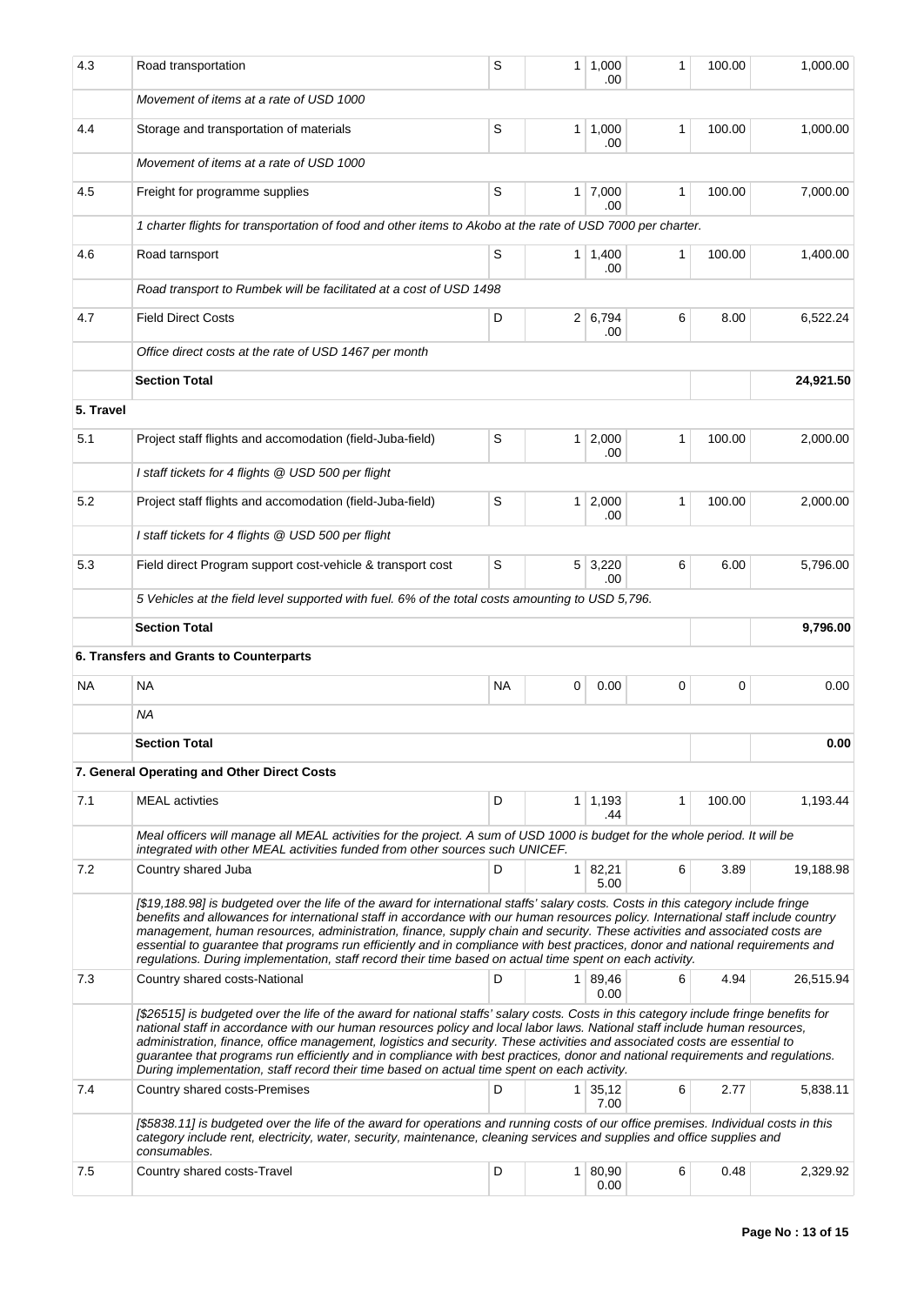| 4.3 | Road transportation | S | 1 | 1,000.00 | 1 | 100.00 | 1,000.00 |
|---|---|---|---|---|---|---|---|
| | *Movement of items at a rate of USD 1000* | | | | | | |
| 4.4 | Storage and transportation of materials | S | 1 | 1,000.00 | 1 | 100.00 | 1,000.00 |
| | *Movement of items at a rate of USD 1000* | | | | | | |
| 4.5 | Freight for programme supplies | S | 1 | 7,000.00 | 1 | 100.00 | 7,000.00 |
| | *1 charter flights for transportation of food and other items to Akobo at the rate of USD 7000 per charter.* | | | | | | |
| 4.6 | Road tarnsport | S | 1 | 1,400.00 | 1 | 100.00 | 1,400.00 |
| | *Road transport to Rumbek will be facilitated at a cost of USD 1498* | | | | | | |
| 4.7 | Field Direct Costs | D | 2 | 6,794.00 | 6 | 8.00 | 6,522.24 |
| | *Office direct costs at the rate of USD 1467 per month* | | | | | | |
| | **Section Total** | | | | | | **24,921.50** |
| **5. Travel** | | | | | | | |
| 5.1 | Project staff flights and accomodation (field-Juba-field) | S | 1 | 2,000.00 | 1 | 100.00 | 2,000.00 |
| | *I staff tickets for 4 flights @ USD 500 per flight* | | | | | | |
| 5.2 | Project staff flights and accomodation (field-Juba-field) | S | 1 | 2,000.00 | 1 | 100.00 | 2,000.00 |
| | *I staff tickets for 4 flights @ USD 500 per flight* | | | | | | |
| 5.3 | Field direct Program support cost-vehicle & transport cost | S | 5 | 3,220.00 | 6 | 6.00 | 5,796.00 |
| | *5 Vehicles at the field level supported with fuel. 6% of the total costs amounting to USD 5,796.* | | | | | | |
| | **Section Total** | | | | | | **9,796.00** |
| | **6. Transfers and Grants to Counterparts** | | | | | | |
| NA | NA | NA | 0 | 0.00 | 0 | 0 | 0.00 |
| | *NA* | | | | | | |
| | **Section Total** | | | | | | **0.00** |
| | **7. General Operating and Other Direct Costs** | | | | | | |
| 7.1 | MEAL activties | D | 1 | 1,193.44 | 1 | 100.00 | 1,193.44 |
| | *Meal officers will manage all MEAL activities for the project. A sum of USD 1000 is budget for the whole period. It will be integrated with other MEAL activities funded from other sources such UNICEF.* | | | | | | |
| 7.2 | Country shared Juba | D | 1 | 82,215.00 | 6 | 3.89 | 19,188.98 |
| | *[$19,188.98] is budgeted over the life of the award for international staffs' salary costs. Costs in this category include fringe benefits and allowances for international staff in accordance with our human resources policy. International staff include country management, human resources, administration, finance, supply chain and security. These activities and associated costs are essential to guarantee that programs run efficiently and in compliance with best practices, donor and national requirements and regulations. During implementation, staff record their time based on actual time spent on each activity.* | | | | | | |
| 7.3 | Country shared costs-National | D | 1 | 89,460.00 | 6 | 4.94 | 26,515.94 |
| | *[$26515] is budgeted over the life of the award for national staffs' salary costs. Costs in this category include fringe benefits for national staff in accordance with our human resources policy and local labor laws. National staff include human resources, administration, finance, office management, logistics and security. These activities and associated costs are essential to guarantee that programs run efficiently and in compliance with best practices, donor and national requirements and regulations. During implementation, staff record their time based on actual time spent on each activity.* | | | | | | |
| 7.4 | Country shared costs-Premises | D | 1 | 35,127.00 | 6 | 2.77 | 5,838.11 |
| | *[$5838.11] is budgeted over the life of the award for operations and running costs of our office premises. Individual costs in this category include rent, electricity, water, security, maintenance, cleaning services and supplies and office supplies and consumables.* | | | | | | |
| 7.5 | Country shared costs-Travel | D | 1 | 80,900.00 | 6 | 0.48 | 2,329.92 |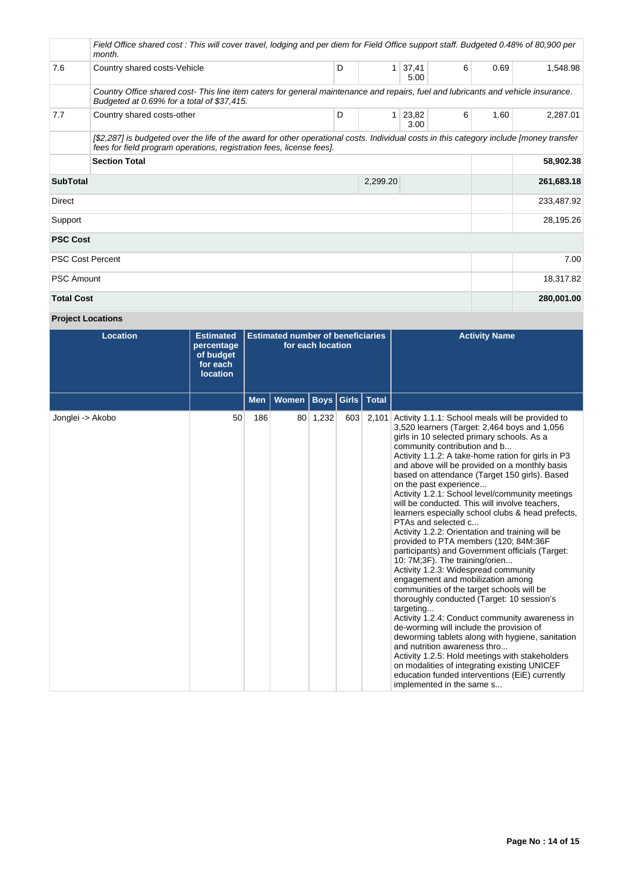| | | | | | | | |
|---|---|---|---|---|---|---|---|
| | *Field Office shared cost : This will cover travel, lodging and per diem for Field Office support staff. Budgeted 0.48% of 80,900 per month.* | | | | | | |
| 7.6 | Country shared costs-Vehicle | D | 1 | 37,415.00 | 6 | 0.69 | 1,548.98 |
| | *Country Office shared cost- This line item caters for general maintenance and repairs, fuel and lubricants and vehicle insurance. Budgeted at 0.69% for a total of $37,415.* | | | | | | |
| 7.7 | Country shared costs-other | D | 1 | 23,823.00 | 6 | 1.60 | 2,287.01 |
| | *[$2,287] is budgeted over the life of the award for other operational costs. Individual costs in this category include [money transfer fees for field program operations, registration fees, license fees].* | | | | | | |
| | **Section Total** | | | | | | **58,902.38** |
| **SubTotal** | | | 2,299.20 | | | | **261,683.18** |
| Direct | | | | | | | 233,487.92 |
| Support | | | | | | | 28,195.26 |
| **PSC Cost** | | | | | | | |
| PSC Cost Percent | | | | | | | 7.00 |
| PSC Amount | | | | | | | 18,317.82 |
| **Total Cost** | | | | | | | **280,001.00** |

**Project Locations**

| Location | Estimated percentage of budget for each location | Estimated number of beneficiaries for each location | | | | | Activity Name |
|---|---|---|---|---|---|---|---|
| | | Men | Women | Boys | Girls | Total | |
| Jonglei -> Akobo | 50 | 186 | 80 | 1,232 | 603 | 2,101 | Activity 1.1.1: School meals will be provided to 3,520 learners (Target: 2,464 boys and 1,056 girls in 10 selected primary schools. As a community contribution and b...<br>Activity 1.1.2: A take-home ration for girls in P3 and above will be provided on a monthly basis based on attendance (Target 150 girls). Based on the past experience...<br>Activity 1.2.1: School level/community meetings will be conducted. This will involve teachers, learners especially school clubs & head prefects, PTAs and selected c...<br>Activity 1.2.2: Orientation and training will be provided to PTA members (120; 84M:36F participants) and Government officials (Target: 10: 7M;3F). The training/orien...<br>Activity 1.2.3: Widespread community engagement and mobilization among communities of the target schools will be thoroughly conducted (Target: 10 session's targeting...<br>Activity 1.2.4: Conduct community awareness in de-worming will include the provision of deworming tablets along with hygiene, sanitation and nutrition awareness thro...<br>Activity 1.2.5: Hold meetings with stakeholders on modalities of integrating existing UNICEF education funded interventions (EiE) currently implemented in the same s... |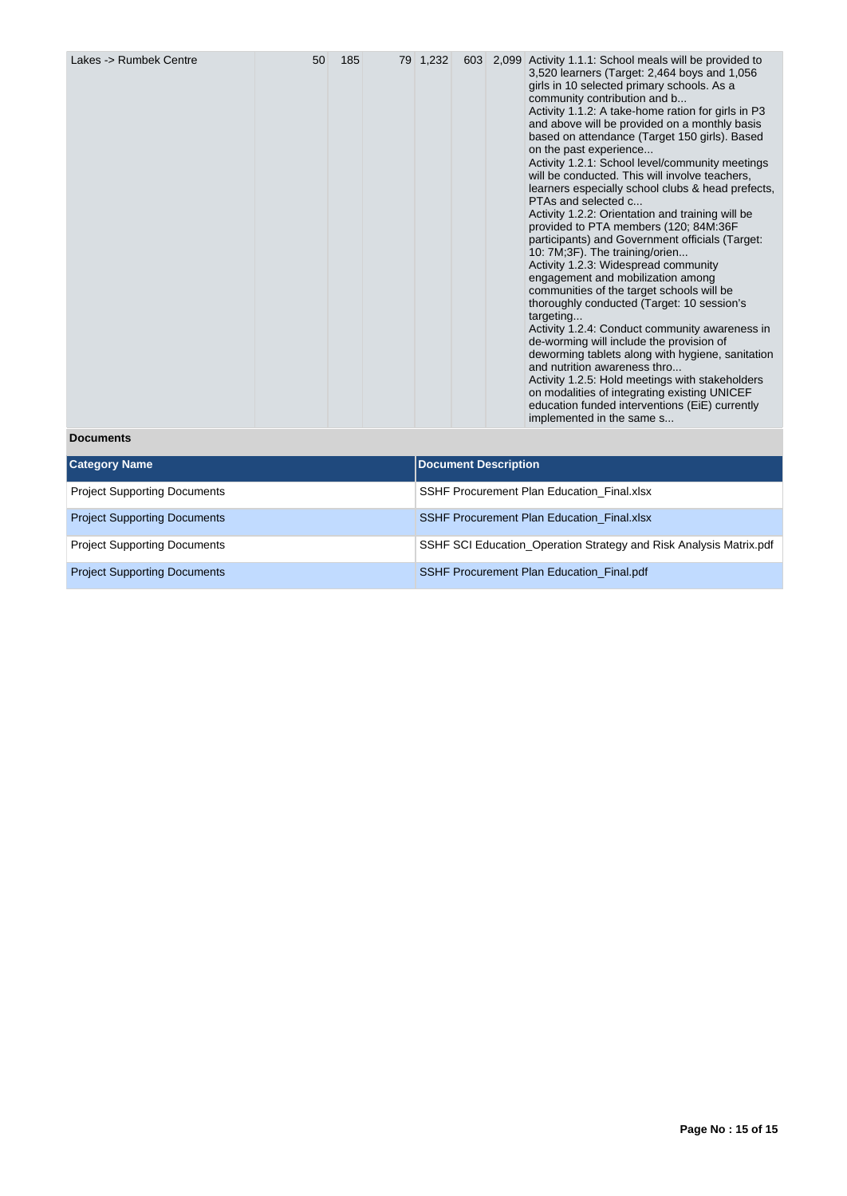| | | | | | | | |
|---|---|---|---|---|---|---|---|
| Lakes -> Rumbek Centre | 50 | 185 | 79 | 1,232 | 603 | 2,099 | Activity 1.1.1: School meals will be provided to 3,520 learners (Target: 2,464 boys and 1,056 girls in 10 selected primary schools. As a community contribution and b...<br>Activity 1.1.2: A take-home ration for girls in P3 and above will be provided on a monthly basis based on attendance (Target 150 girls). Based on the past experience...<br>Activity 1.2.1: School level/community meetings will be conducted. This will involve teachers, learners especially school clubs & head prefects, PTAs and selected c...<br>Activity 1.2.2: Orientation and training will be provided to PTA members (120; 84M:36F participants) and Government officials (Target: 10: 7M;3F). The training/orien...<br>Activity 1.2.3: Widespread community engagement and mobilization among communities of the target schools will be thoroughly conducted (Target: 10 session's targeting...<br>Activity 1.2.4: Conduct community awareness in de-worming will include the provision of deworming tablets along with hygiene, sanitation and nutrition awareness thro...<br>Activity 1.2.5: Hold meetings with stakeholders on modalities of integrating existing UNICEF education funded interventions (EiE) currently implemented in the same s... |

**Documents**

| Category Name | Document Description |
|---|---|
| Project Supporting Documents | SSHF Procurement Plan Education_Final.xlsx |
| Project Supporting Documents | SSHF Procurement Plan Education_Final.xlsx |
| Project Supporting Documents | SSHF SCI Education_Operation Strategy and Risk Analysis Matrix.pdf |
| Project Supporting Documents | SSHF Procurement Plan Education_Final.pdf |